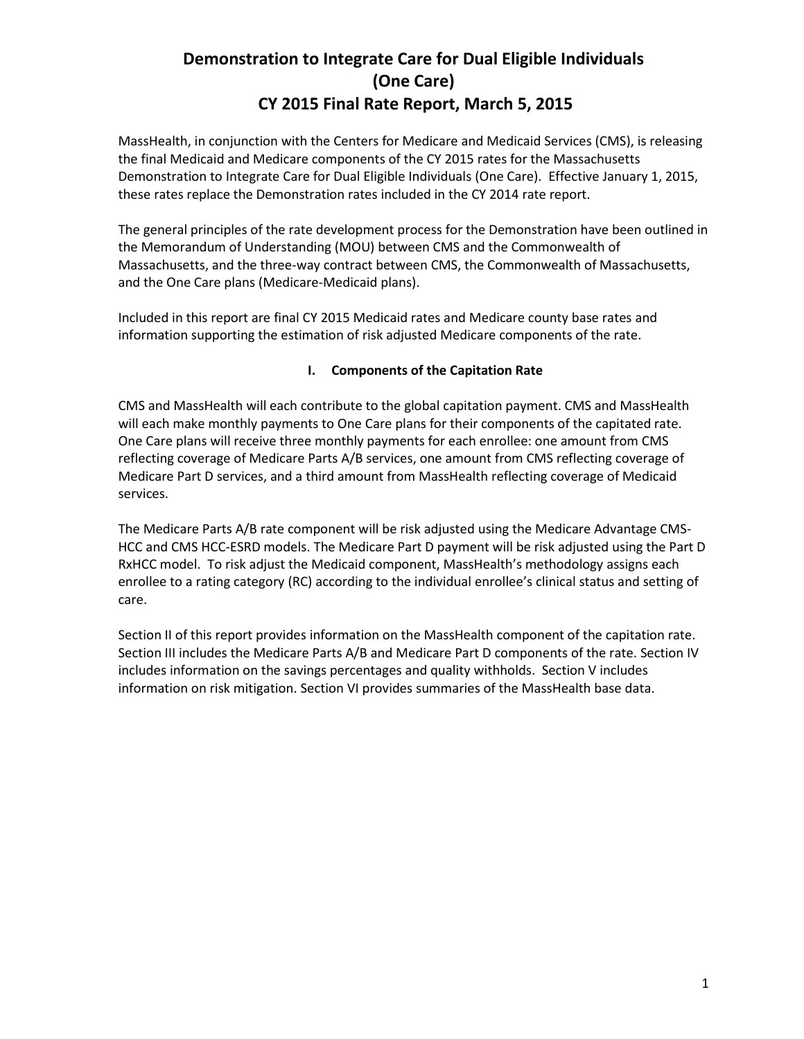# Demonstration to Integrate Care for Dual Eligible Individuals (One Care) CY 2015 Final Rate Report, March 5, 2015

MassHealth, in conjunction with the Centers for Medicare and Medicaid Services (CMS), is releasing the final Medicaid and Medicare components of the CY 2015 rates for the Massachusetts Demonstration to Integrate Care for Dual Eligible Individuals (One Care). Effective January 1, 2015, these rates replace the Demonstration rates included in the CY 2014 rate report.

The general principles of the rate development process for the Demonstration have been outlined in the Memorandum of Understanding (MOU) between CMS and the Commonwealth of Massachusetts, and the three-way contract between CMS, the Commonwealth of Massachusetts, and the One Care plans (Medicare-Medicaid plans).

Included in this report are final CY 2015 Medicaid rates and Medicare county base rates and information supporting the estimation of risk adjusted Medicare components of the rate.

## I. Components of the Capitation Rate

CMS and MassHealth will each contribute to the global capitation payment. CMS and MassHealth will each make monthly payments to One Care plans for their components of the capitated rate. One Care plans will receive three monthly payments for each enrollee: one amount from CMS reflecting coverage of Medicare Parts A/B services, one amount from CMS reflecting coverage of Medicare Part D services, and a third amount from MassHealth reflecting coverage of Medicaid services.

The Medicare Parts A/B rate component will be risk adjusted using the Medicare Advantage CMS-HCC and CMS HCC-ESRD models. The Medicare Part D payment will be risk adjusted using the Part D RxHCC model. To risk adjust the Medicaid component, MassHealth's methodology assigns each enrollee to a rating category (RC) according to the individual enrollee's clinical status and setting of care.

Section II of this report provides information on the MassHealth component of the capitation rate. Section III includes the Medicare Parts A/B and Medicare Part D components of the rate. Section IV includes information on the savings percentages and quality withholds. Section V includes information on risk mitigation. Section VI provides summaries of the MassHealth base data.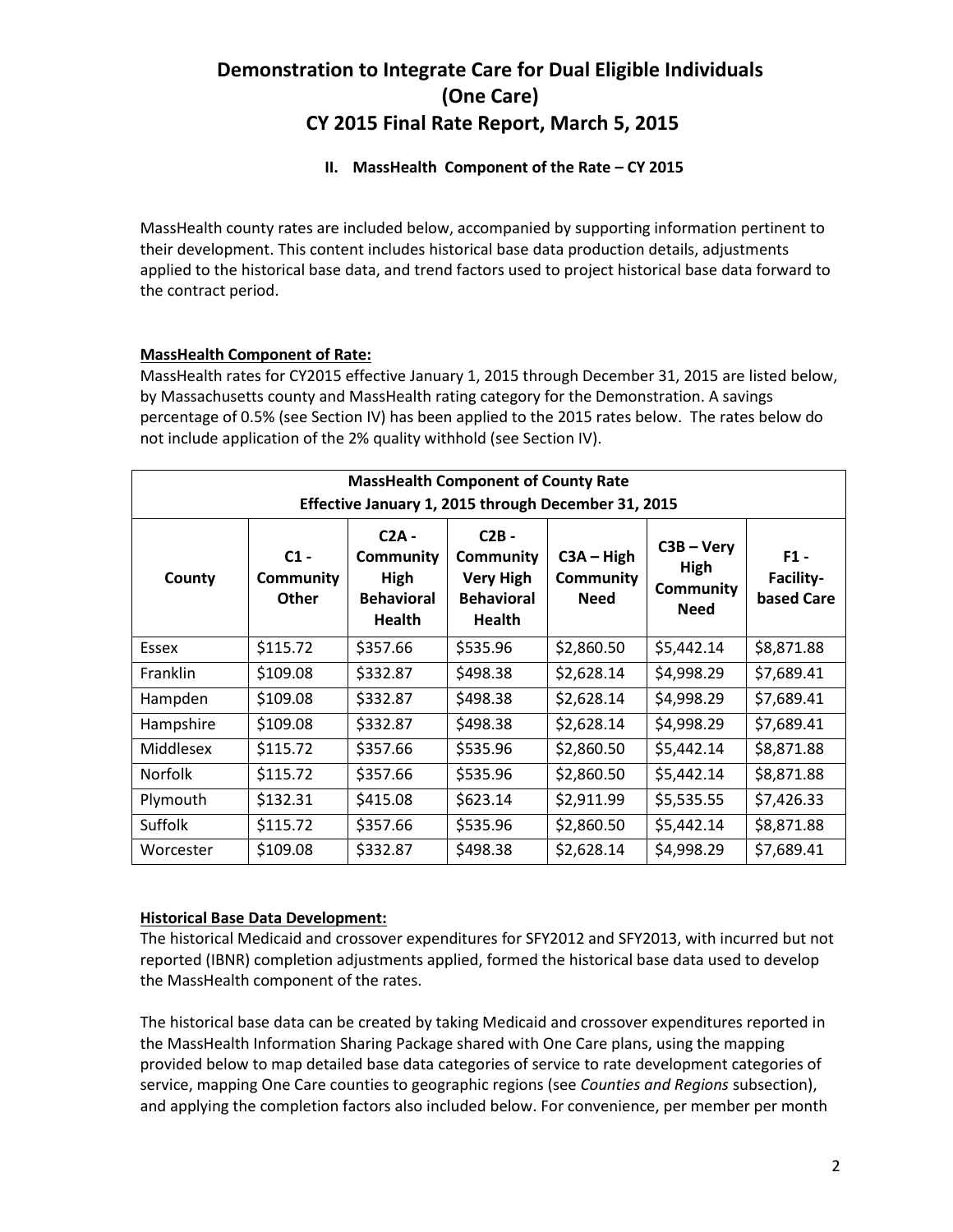# Demonstration to Integrate Care for Dual Eligible Individuals (One Care) CY 2015 Final Rate Report, March 5, 2015

## II. MassHealth Component of the Rate – CY 2015

MassHealth county rates are included below, accompanied by supporting information pertinent to their development. This content includes historical base data production details, adjustments applied to the historical base data, and trend factors used to project historical base data forward to the contract period.

**MassHealth Component of Rate:**

MassHealth rates for CY2015 effective January 1, 2015 through December 31, 2015 are listed below, by Massachusetts county and MassHealth rating category for the Demonstration. A savings percentage of 0.5% (see Section IV) has been applied to the 2015 rates below. The rates below do not include application of the 2% quality withhold (see Section IV).

| **MassHealth Component of County Rate Effective January 1, 2015 through December 31, 2015** | | | | | | |
|---|---|---|---|---|---|---|
| **County** | **C1 - Community Other** | **C2A - Community High Behavioral Health** | **C2B - Community Very High Behavioral Health** | **C3A – High Community Need** | **C3B – Very High Community Need** | **F1 - Facility-based Care** |
| Essex | $115.72 | $357.66 | $535.96 | $2,860.50 | $5,442.14 | $8,871.88 |
| Franklin | $109.08 | $332.87 | $498.38 | $2,628.14 | $4,998.29 | $7,689.41 |
| Hampden | $109.08 | $332.87 | $498.38 | $2,628.14 | $4,998.29 | $7,689.41 |
| Hampshire | $109.08 | $332.87 | $498.38 | $2,628.14 | $4,998.29 | $7,689.41 |
| Middlesex | $115.72 | $357.66 | $535.96 | $2,860.50 | $5,442.14 | $8,871.88 |
| Norfolk | $115.72 | $357.66 | $535.96 | $2,860.50 | $5,442.14 | $8,871.88 |
| Plymouth | $132.31 | $415.08 | $623.14 | $2,911.99 | $5,535.55 | $7,426.33 |
| Suffolk | $115.72 | $357.66 | $535.96 | $2,860.50 | $5,442.14 | $8,871.88 |
| Worcester | $109.08 | $332.87 | $498.38 | $2,628.14 | $4,998.29 | $7,689.41 |

**Historical Base Data Development:**

The historical Medicaid and crossover expenditures for SFY2012 and SFY2013, with incurred but not reported (IBNR) completion adjustments applied, formed the historical base data used to develop the MassHealth component of the rates.

The historical base data can be created by taking Medicaid and crossover expenditures reported in the MassHealth Information Sharing Package shared with One Care plans, using the mapping provided below to map detailed base data categories of service to rate development categories of service, mapping One Care counties to geographic regions (see *Counties and Regions* subsection), and applying the completion factors also included below. For convenience, per member per month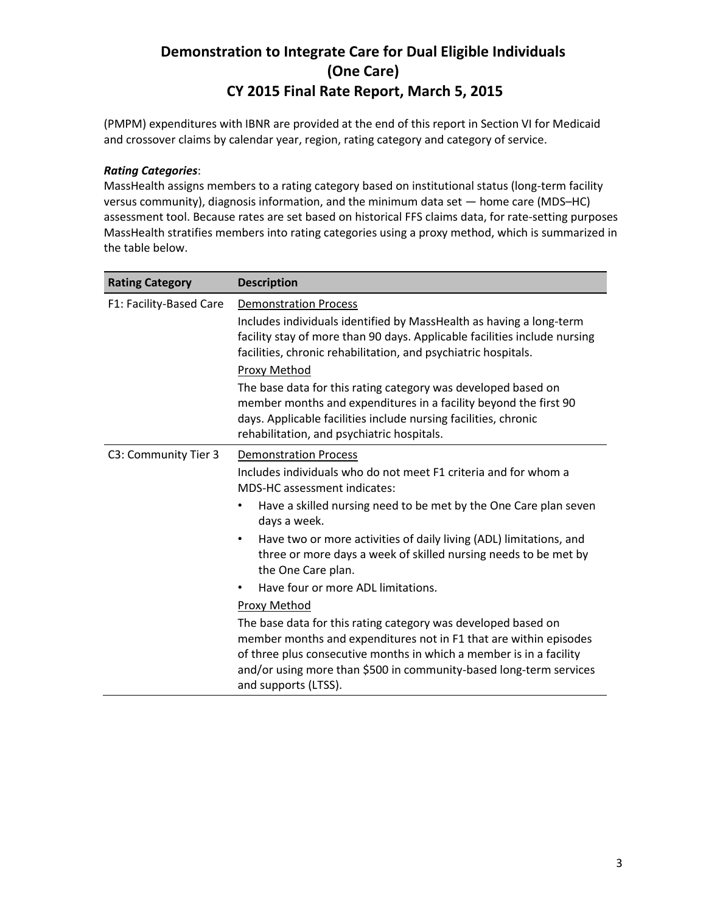(PMPM) expenditures with IBNR are provided at the end of this report in Section VI for Medicaid and crossover claims by calendar year, region, rating category and category of service.

***Rating Categories***:

MassHealth assigns members to a rating category based on institutional status (long-term facility versus community), diagnosis information, and the minimum data set — home care (MDS–HC) assessment tool. Because rates are set based on historical FFS claims data, for rate-setting purposes MassHealth stratifies members into rating categories using a proxy method, which is summarized in the table below.

| Rating Category | Description |
|---|---|
| F1: Facility-Based Care | <u>Demonstration Process</u><br>Includes individuals identified by MassHealth as having a long-term facility stay of more than 90 days. Applicable facilities include nursing facilities, chronic rehabilitation, and psychiatric hospitals.<br><u>Proxy Method</u><br>The base data for this rating category was developed based on member months and expenditures in a facility beyond the first 90 days. Applicable facilities include nursing facilities, chronic rehabilitation, and psychiatric hospitals. |
| C3: Community Tier 3 | <u>Demonstration Process</u><br>Includes individuals who do not meet F1 criteria and for whom a MDS-HC assessment indicates:<br>• Have a skilled nursing need to be met by the One Care plan seven days a week.<br>• Have two or more activities of daily living (ADL) limitations, and three or more days a week of skilled nursing needs to be met by the One Care plan.<br>• Have four or more ADL limitations.<br><u>Proxy Method</u><br>The base data for this rating category was developed based on member months and expenditures not in F1 that are within episodes of three plus consecutive months in which a member is in a facility and/or using more than $500 in community-based long-term services and supports (LTSS). |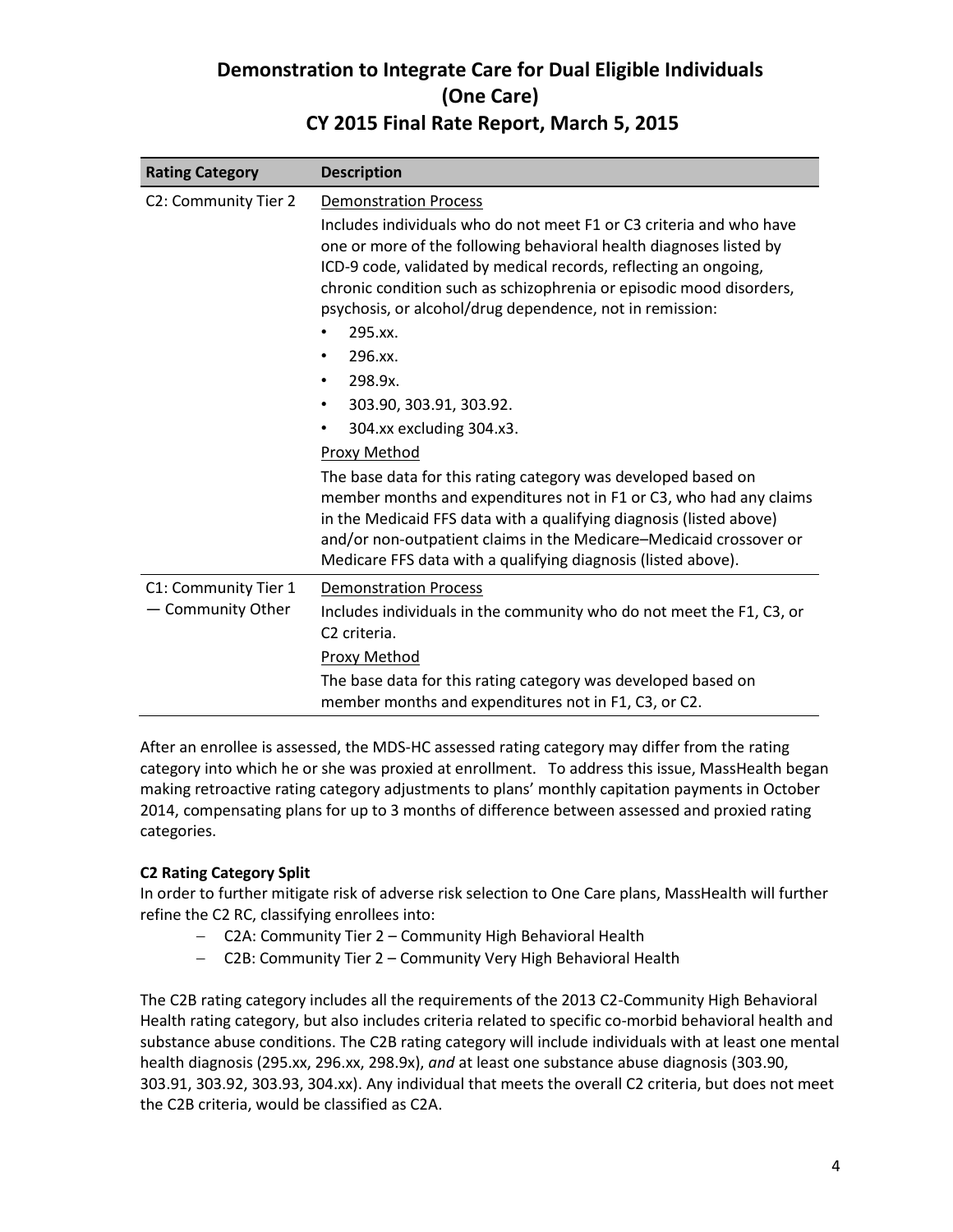| Rating Category | Description |
|---|---|
| C2: Community Tier 2 | Demonstration Process<br>Includes individuals who do not meet F1 or C3 criteria and who have one or more of the following behavioral health diagnoses listed by ICD-9 code, validated by medical records, reflecting an ongoing, chronic condition such as schizophrenia or episodic mood disorders, psychosis, or alcohol/drug dependence, not in remission:<br>• 295.xx.<br>• 296.xx.<br>• 298.9x.<br>• 303.90, 303.91, 303.92.<br>• 304.xx excluding 304.x3.<br>Proxy Method<br>The base data for this rating category was developed based on member months and expenditures not in F1 or C3, who had any claims in the Medicaid FFS data with a qualifying diagnosis (listed above) and/or non-outpatient claims in the Medicare–Medicaid crossover or Medicare FFS data with a qualifying diagnosis (listed above). |
| C1: Community Tier 1 — Community Other | Demonstration Process<br>Includes individuals in the community who do not meet the F1, C3, or C2 criteria.<br>Proxy Method<br>The base data for this rating category was developed based on member months and expenditures not in F1, C3, or C2. |

After an enrollee is assessed, the MDS-HC assessed rating category may differ from the rating category into which he or she was proxied at enrollment. To address this issue, MassHealth began making retroactive rating category adjustments to plans' monthly capitation payments in October 2014, compensating plans for up to 3 months of difference between assessed and proxied rating categories.

**C2 Rating Category Split**

In order to further mitigate risk of adverse risk selection to One Care plans, MassHealth will further refine the C2 RC, classifying enrollees into:

- C2A: Community Tier 2 – Community High Behavioral Health
- C2B: Community Tier 2 – Community Very High Behavioral Health

The C2B rating category includes all the requirements of the 2013 C2-Community High Behavioral Health rating category, but also includes criteria related to specific co-morbid behavioral health and substance abuse conditions. The C2B rating category will include individuals with at least one mental health diagnosis (295.xx, 296.xx, 298.9x), *and* at least one substance abuse diagnosis (303.90, 303.91, 303.92, 303.93, 304.xx). Any individual that meets the overall C2 criteria, but does not meet the C2B criteria, would be classified as C2A.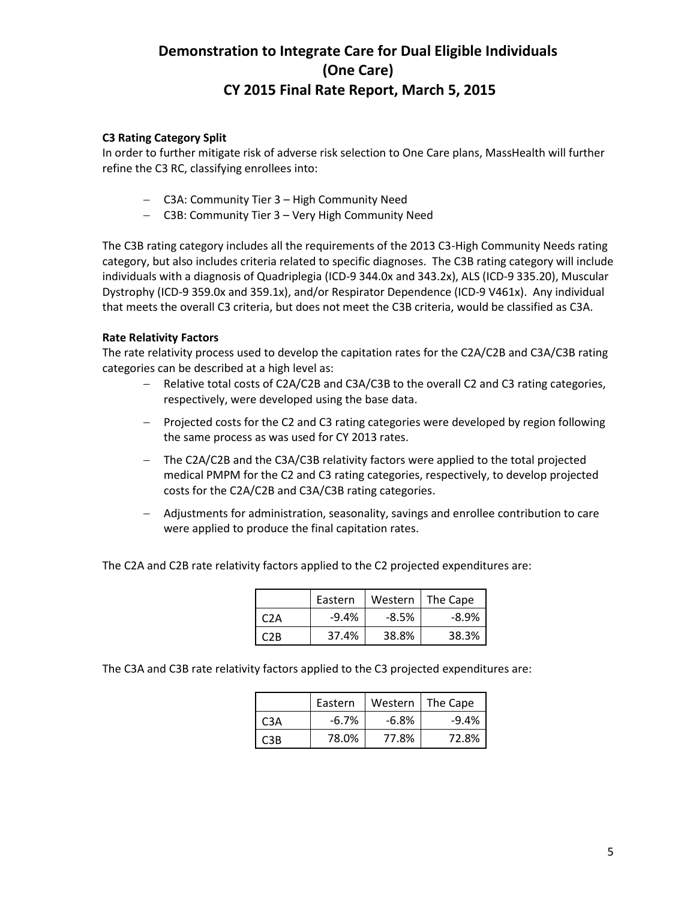# Demonstration to Integrate Care for Dual Eligible Individuals (One Care) CY 2015 Final Rate Report, March 5, 2015

**C3 Rating Category Split**

In order to further mitigate risk of adverse risk selection to One Care plans, MassHealth will further refine the C3 RC, classifying enrollees into:

- C3A: Community Tier 3 – High Community Need
- C3B: Community Tier 3 – Very High Community Need

The C3B rating category includes all the requirements of the 2013 C3-High Community Needs rating category, but also includes criteria related to specific diagnoses. The C3B rating category will include individuals with a diagnosis of Quadriplegia (ICD-9 344.0x and 343.2x), ALS (ICD-9 335.20), Muscular Dystrophy (ICD-9 359.0x and 359.1x), and/or Respirator Dependence (ICD-9 V461x). Any individual that meets the overall C3 criteria, but does not meet the C3B criteria, would be classified as C3A.

**Rate Relativity Factors**

The rate relativity process used to develop the capitation rates for the C2A/C2B and C3A/C3B rating categories can be described at a high level as:

- Relative total costs of C2A/C2B and C3A/C3B to the overall C2 and C3 rating categories, respectively, were developed using the base data.
- Projected costs for the C2 and C3 rating categories were developed by region following the same process as was used for CY 2013 rates.
- The C2A/C2B and the C3A/C3B relativity factors were applied to the total projected medical PMPM for the C2 and C3 rating categories, respectively, to develop projected costs for the C2A/C2B and C3A/C3B rating categories.
- Adjustments for administration, seasonality, savings and enrollee contribution to care were applied to produce the final capitation rates.

The C2A and C2B rate relativity factors applied to the C2 projected expenditures are:

| | Eastern | Western | The Cape |
|---|---|---|---|
| C2A | -9.4% | -8.5% | -8.9% |
| C2B | 37.4% | 38.8% | 38.3% |

The C3A and C3B rate relativity factors applied to the C3 projected expenditures are:

| | Eastern | Western | The Cape |
|---|---|---|---|
| C3A | -6.7% | -6.8% | -9.4% |
| C3B | 78.0% | 77.8% | 72.8% |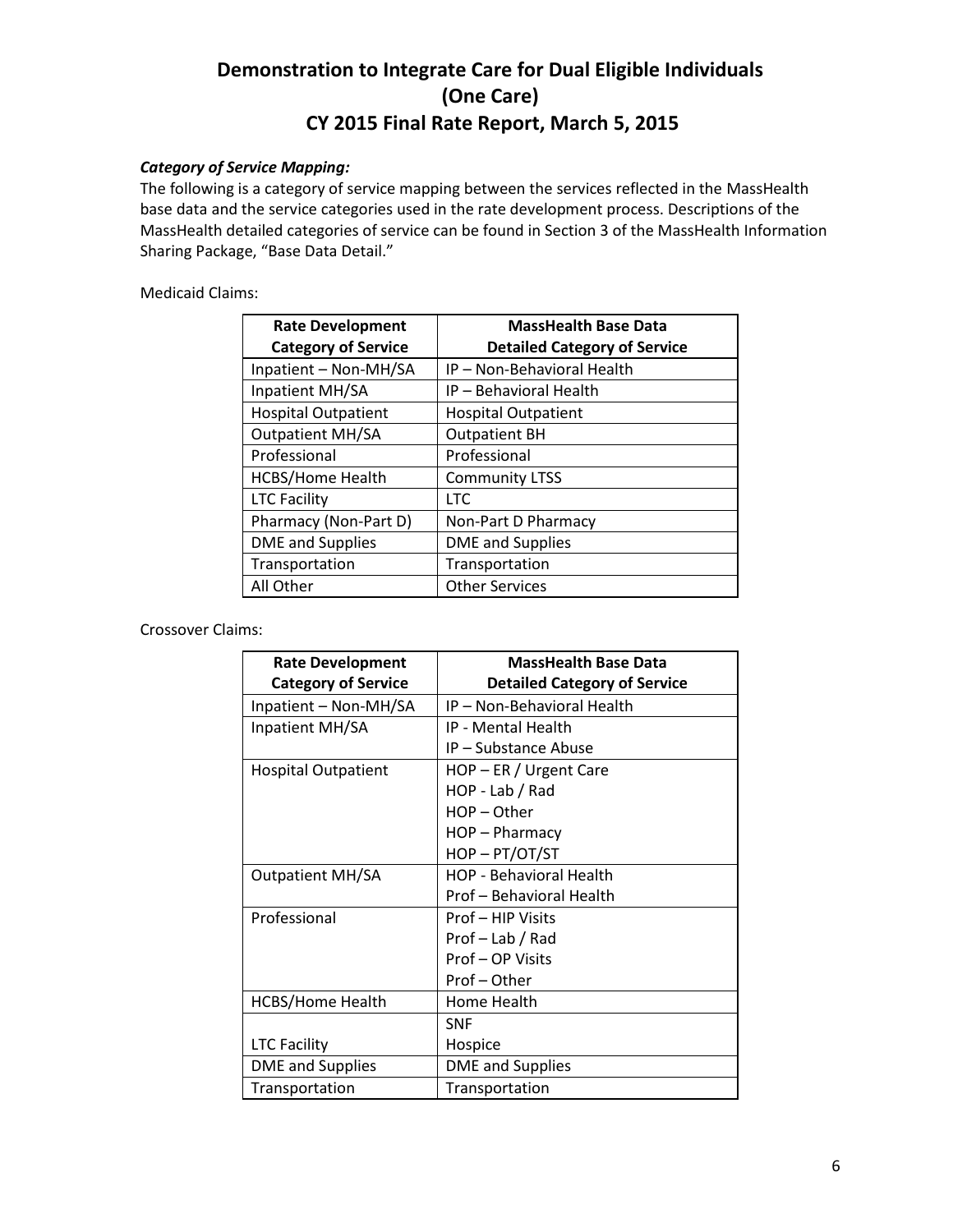# Demonstration to Integrate Care for Dual Eligible Individuals (One Care)
# CY 2015 Final Rate Report, March 5, 2015

***Category of Service Mapping:***

The following is a category of service mapping between the services reflected in the MassHealth base data and the service categories used in the rate development process. Descriptions of the MassHealth detailed categories of service can be found in Section 3 of the MassHealth Information Sharing Package, "Base Data Detail."

Medicaid Claims:

| Rate Development Category of Service | MassHealth Base Data Detailed Category of Service |
|---|---|
| Inpatient – Non-MH/SA | IP – Non-Behavioral Health |
| Inpatient MH/SA | IP – Behavioral Health |
| Hospital Outpatient | Hospital Outpatient |
| Outpatient MH/SA | Outpatient BH |
| Professional | Professional |
| HCBS/Home Health | Community LTSS |
| LTC Facility | LTC |
| Pharmacy (Non-Part D) | Non-Part D Pharmacy |
| DME and Supplies | DME and Supplies |
| Transportation | Transportation |
| All Other | Other Services |

Crossover Claims:

| Rate Development Category of Service | MassHealth Base Data Detailed Category of Service |
|---|---|
| Inpatient – Non-MH/SA | IP – Non-Behavioral Health |
| Inpatient MH/SA | IP - Mental Health<br>IP – Substance Abuse |
| Hospital Outpatient | HOP – ER / Urgent Care<br>HOP - Lab / Rad<br>HOP – Other<br>HOP – Pharmacy<br>HOP – PT/OT/ST |
| Outpatient MH/SA | HOP - Behavioral Health<br>Prof – Behavioral Health |
| Professional | Prof – HIP Visits<br>Prof – Lab / Rad<br>Prof – OP Visits<br>Prof – Other |
| HCBS/Home Health | Home Health |
| LTC Facility | SNF<br>Hospice |
| DME and Supplies | DME and Supplies |
| Transportation | Transportation |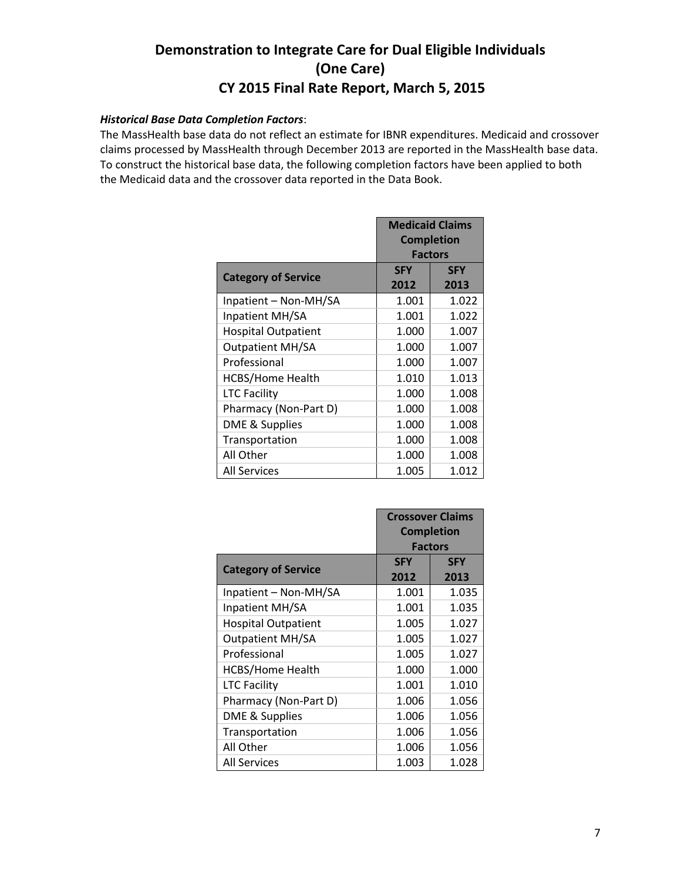# Demonstration to Integrate Care for Dual Eligible Individuals (One Care)
# CY 2015 Final Rate Report, March 5, 2015

***Historical Base Data Completion Factors***:

The MassHealth base data do not reflect an estimate for IBNR expenditures. Medicaid and crossover claims processed by MassHealth through December 2013 are reported in the MassHealth base data. To construct the historical base data, the following completion factors have been applied to both the Medicaid data and the crossover data reported in the Data Book.

| | Medicaid Claims Completion Factors | |
|---|---|---|
| Category of Service | SFY 2012 | SFY 2013 |
| Inpatient – Non-MH/SA | 1.001 | 1.022 |
| Inpatient MH/SA | 1.001 | 1.022 |
| Hospital Outpatient | 1.000 | 1.007 |
| Outpatient MH/SA | 1.000 | 1.007 |
| Professional | 1.000 | 1.007 |
| HCBS/Home Health | 1.010 | 1.013 |
| LTC Facility | 1.000 | 1.008 |
| Pharmacy (Non-Part D) | 1.000 | 1.008 |
| DME & Supplies | 1.000 | 1.008 |
| Transportation | 1.000 | 1.008 |
| All Other | 1.000 | 1.008 |
| All Services | 1.005 | 1.012 |

| | Crossover Claims Completion Factors | |
|---|---|---|
| Category of Service | SFY 2012 | SFY 2013 |
| Inpatient – Non-MH/SA | 1.001 | 1.035 |
| Inpatient MH/SA | 1.001 | 1.035 |
| Hospital Outpatient | 1.005 | 1.027 |
| Outpatient MH/SA | 1.005 | 1.027 |
| Professional | 1.005 | 1.027 |
| HCBS/Home Health | 1.000 | 1.000 |
| LTC Facility | 1.001 | 1.010 |
| Pharmacy (Non-Part D) | 1.006 | 1.056 |
| DME & Supplies | 1.006 | 1.056 |
| Transportation | 1.006 | 1.056 |
| All Other | 1.006 | 1.056 |
| All Services | 1.003 | 1.028 |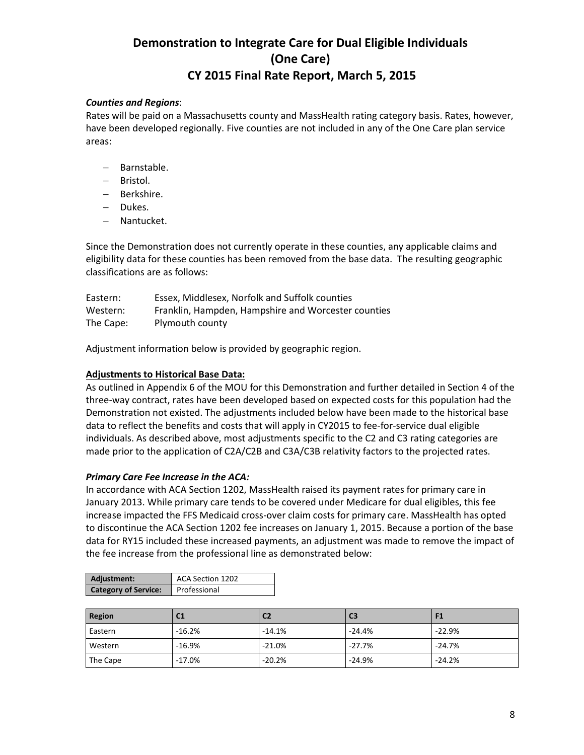# Demonstration to Integrate Care for Dual Eligible Individuals (One Care)

# CY 2015 Final Rate Report, March 5, 2015

***Counties and Regions***:

Rates will be paid on a Massachusetts county and MassHealth rating category basis. Rates, however, have been developed regionally. Five counties are not included in any of the One Care plan service areas:

- Barnstable.
- Bristol.
- Berkshire.
- Dukes.
- Nantucket.

Since the Demonstration does not currently operate in these counties, any applicable claims and eligibility data for these counties has been removed from the base data. The resulting geographic classifications are as follows:

| | |
|---|---|
| Eastern: | Essex, Middlesex, Norfolk and Suffolk counties |
| Western: | Franklin, Hampden, Hampshire and Worcester counties |
| The Cape: | Plymouth county |

Adjustment information below is provided by geographic region.

**Adjustments to Historical Base Data:**

As outlined in Appendix 6 of the MOU for this Demonstration and further detailed in Section 4 of the three-way contract, rates have been developed based on expected costs for this population had the Demonstration not existed. The adjustments included below have been made to the historical base data to reflect the benefits and costs that will apply in CY2015 to fee-for-service dual eligible individuals. As described above, most adjustments specific to the C2 and C3 rating categories are made prior to the application of C2A/C2B and C3A/C3B relativity factors to the projected rates.

***Primary Care Fee Increase in the ACA:***

In accordance with ACA Section 1202, MassHealth raised its payment rates for primary care in January 2013. While primary care tends to be covered under Medicare for dual eligibles, this fee increase impacted the FFS Medicaid cross-over claim costs for primary care. MassHealth has opted to discontinue the ACA Section 1202 fee increases on January 1, 2015. Because a portion of the base data for RY15 included these increased payments, an adjustment was made to remove the impact of the fee increase from the professional line as demonstrated below:

| **Adjustment:** | ACA Section 1202 |
|---|---|
| **Category of Service:** | Professional |

| Region | C1 | C2 | C3 | F1 |
|---|---|---|---|---|
| Eastern | -16.2% | -14.1% | -24.4% | -22.9% |
| Western | -16.9% | -21.0% | -27.7% | -24.7% |
| The Cape | -17.0% | -20.2% | -24.9% | -24.2% |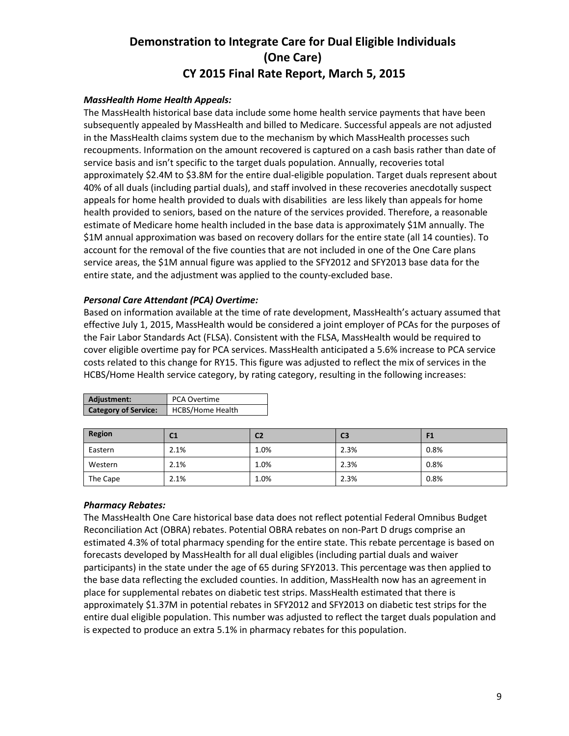### *MassHealth Home Health Appeals:*

The MassHealth historical base data include some home health service payments that have been subsequently appealed by MassHealth and billed to Medicare. Successful appeals are not adjusted in the MassHealth claims system due to the mechanism by which MassHealth processes such recoupments. Information on the amount recovered is captured on a cash basis rather than date of service basis and isn't specific to the target duals population. Annually, recoveries total approximately $2.4M to $3.8M for the entire dual-eligible population. Target duals represent about 40% of all duals (including partial duals), and staff involved in these recoveries anecdotally suspect appeals for home health provided to duals with disabilities are less likely than appeals for home health provided to seniors, based on the nature of the services provided. Therefore, a reasonable estimate of Medicare home health included in the base data is approximately $1M annually. The $1M annual approximation was based on recovery dollars for the entire state (all 14 counties). To account for the removal of the five counties that are not included in one of the One Care plans service areas, the $1M annual figure was applied to the SFY2012 and SFY2013 base data for the entire state, and the adjustment was applied to the county-excluded base.

### *Personal Care Attendant (PCA) Overtime:*

Based on information available at the time of rate development, MassHealth's actuary assumed that effective July 1, 2015, MassHealth would be considered a joint employer of PCAs for the purposes of the Fair Labor Standards Act (FLSA). Consistent with the FLSA, MassHealth would be required to cover eligible overtime pay for PCA services. MassHealth anticipated a 5.6% increase to PCA service costs related to this change for RY15. This figure was adjusted to reflect the mix of services in the HCBS/Home Health service category, by rating category, resulting in the following increases:

| **Adjustment:** | PCA Overtime |
|---|---|
| **Category of Service:** | HCBS/Home Health |

| Region | C1 | C2 | C3 | F1 |
|---|---|---|---|---|
| Eastern | 2.1% | 1.0% | 2.3% | 0.8% |
| Western | 2.1% | 1.0% | 2.3% | 0.8% |
| The Cape | 2.1% | 1.0% | 2.3% | 0.8% |

### *Pharmacy Rebates:*

The MassHealth One Care historical base data does not reflect potential Federal Omnibus Budget Reconciliation Act (OBRA) rebates. Potential OBRA rebates on non-Part D drugs comprise an estimated 4.3% of total pharmacy spending for the entire state. This rebate percentage is based on forecasts developed by MassHealth for all dual eligibles (including partial duals and waiver participants) in the state under the age of 65 during SFY2013. This percentage was then applied to the base data reflecting the excluded counties. In addition, MassHealth now has an agreement in place for supplemental rebates on diabetic test strips. MassHealth estimated that there is approximately $1.37M in potential rebates in SFY2012 and SFY2013 on diabetic test strips for the entire dual eligible population. This number was adjusted to reflect the target duals population and is expected to produce an extra 5.1% in pharmacy rebates for this population.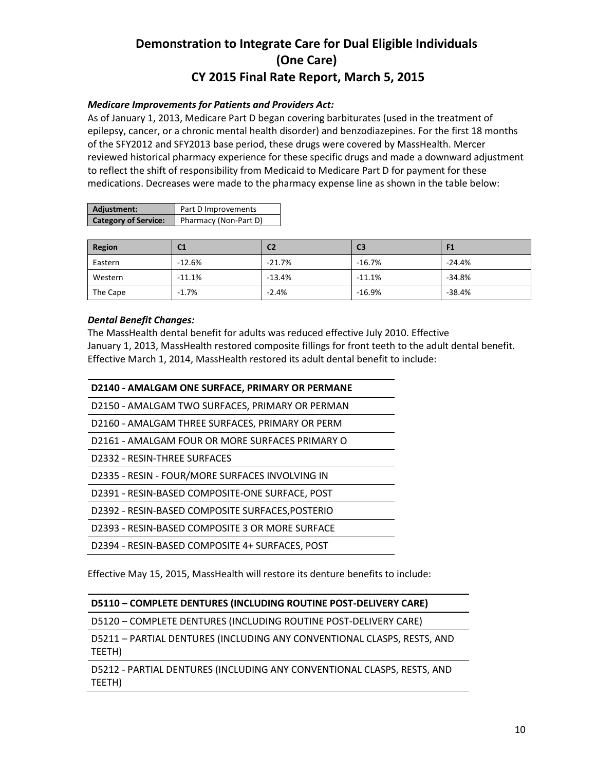# Demonstration to Integrate Care for Dual Eligible Individuals (One Care)
# CY 2015 Final Rate Report, March 5, 2015

***Medicare Improvements for Patients and Providers Act:***

As of January 1, 2013, Medicare Part D began covering barbiturates (used in the treatment of epilepsy, cancer, or a chronic mental health disorder) and benzodiazepines. For the first 18 months of the SFY2012 and SFY2013 base period, these drugs were covered by MassHealth. Mercer reviewed historical pharmacy experience for these specific drugs and made a downward adjustment to reflect the shift of responsibility from Medicaid to Medicare Part D for payment for these medications. Decreases were made to the pharmacy expense line as shown in the table below:

| **Adjustment:** | Part D Improvements |
|---|---|
| **Category of Service:** | Pharmacy (Non-Part D) |

| Region | C1 | C2 | C3 | F1 |
|---|---|---|---|---|
| Eastern | -12.6% | -21.7% | -16.7% | -24.4% |
| Western | -11.1% | -13.4% | -11.1% | -34.8% |
| The Cape | -1.7% | -2.4% | -16.9% | -38.4% |

***Dental Benefit Changes:***

The MassHealth dental benefit for adults was reduced effective July 2010. Effective January 1, 2013, MassHealth restored composite fillings for front teeth to the adult dental benefit. Effective March 1, 2014, MassHealth restored its adult dental benefit to include:

| D2140 - AMALGAM ONE SURFACE, PRIMARY OR PERMANE |
|---|
| D2150 - AMALGAM TWO SURFACES, PRIMARY OR PERMAN |
| D2160 - AMALGAM THREE SURFACES, PRIMARY OR PERM |
| D2161 - AMALGAM FOUR OR MORE SURFACES PRIMARY O |
| D2332 - RESIN-THREE SURFACES |
| D2335 - RESIN - FOUR/MORE SURFACES INVOLVING IN |
| D2391 - RESIN-BASED COMPOSITE-ONE SURFACE, POST |
| D2392 - RESIN-BASED COMPOSITE SURFACES,POSTERIO |
| D2393 - RESIN-BASED COMPOSITE 3 OR MORE SURFACE |
| D2394 - RESIN-BASED COMPOSITE 4+ SURFACES, POST |

Effective May 15, 2015, MassHealth will restore its denture benefits to include:

| D5110 – COMPLETE DENTURES (INCLUDING ROUTINE POST-DELIVERY CARE) |
|---|
| D5120 – COMPLETE DENTURES (INCLUDING ROUTINE POST-DELIVERY CARE) |
| D5211 – PARTIAL DENTURES (INCLUDING ANY CONVENTIONAL CLASPS, RESTS, AND TEETH) |
| D5212 - PARTIAL DENTURES (INCLUDING ANY CONVENTIONAL CLASPS, RESTS, AND TEETH) |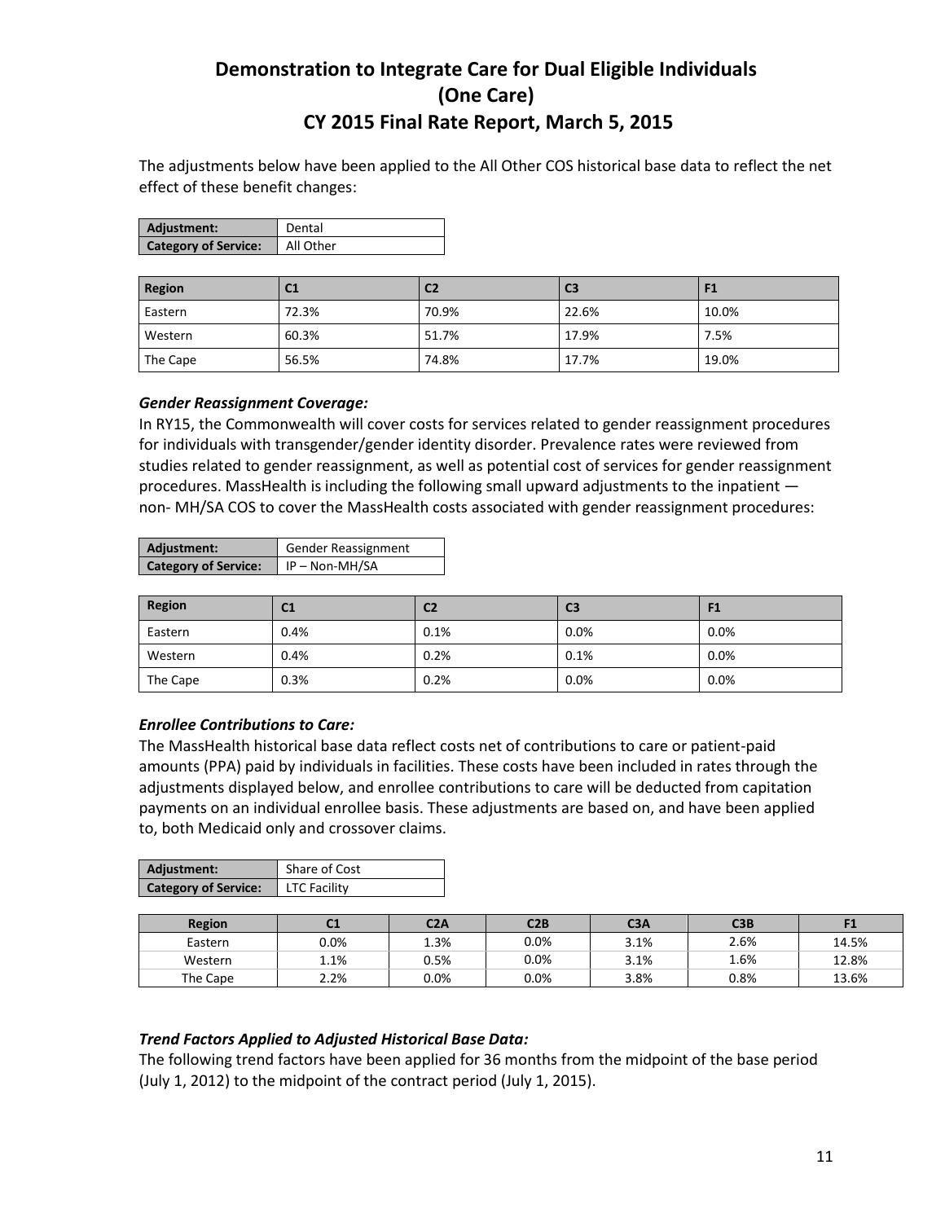# Demonstration to Integrate Care for Dual Eligible Individuals (One Care) CY 2015 Final Rate Report, March 5, 2015

The adjustments below have been applied to the All Other COS historical base data to reflect the net effect of these benefit changes:

| **Adjustment:** | Dental |
|---|---|
| **Category of Service:** | All Other |

| Region | C1 | C2 | C3 | F1 |
|---|---|---|---|---|
| Eastern | 72.3% | 70.9% | 22.6% | 10.0% |
| Western | 60.3% | 51.7% | 17.9% | 7.5% |
| The Cape | 56.5% | 74.8% | 17.7% | 19.0% |

***Gender Reassignment Coverage:***

In RY15, the Commonwealth will cover costs for services related to gender reassignment procedures for individuals with transgender/gender identity disorder. Prevalence rates were reviewed from studies related to gender reassignment, as well as potential cost of services for gender reassignment procedures. MassHealth is including the following small upward adjustments to the inpatient — non- MH/SA COS to cover the MassHealth costs associated with gender reassignment procedures:

| **Adjustment:** | Gender Reassignment |
|---|---|
| **Category of Service:** | IP – Non-MH/SA |

| Region | C1 | C2 | C3 | F1 |
|---|---|---|---|---|
| Eastern | 0.4% | 0.1% | 0.0% | 0.0% |
| Western | 0.4% | 0.2% | 0.1% | 0.0% |
| The Cape | 0.3% | 0.2% | 0.0% | 0.0% |

***Enrollee Contributions to Care:***

The MassHealth historical base data reflect costs net of contributions to care or patient-paid amounts (PPA) paid by individuals in facilities. These costs have been included in rates through the adjustments displayed below, and enrollee contributions to care will be deducted from capitation payments on an individual enrollee basis. These adjustments are based on, and have been applied to, both Medicaid only and crossover claims.

| **Adjustment:** | Share of Cost |
|---|---|
| **Category of Service:** | LTC Facility |

| Region | C1 | C2A | C2B | C3A | C3B | F1 |
|---|---|---|---|---|---|---|
| Eastern | 0.0% | 1.3% | 0.0% | 3.1% | 2.6% | 14.5% |
| Western | 1.1% | 0.5% | 0.0% | 3.1% | 1.6% | 12.8% |
| The Cape | 2.2% | 0.0% | 0.0% | 3.8% | 0.8% | 13.6% |

***Trend Factors Applied to Adjusted Historical Base Data:***

The following trend factors have been applied for 36 months from the midpoint of the base period (July 1, 2012) to the midpoint of the contract period (July 1, 2015).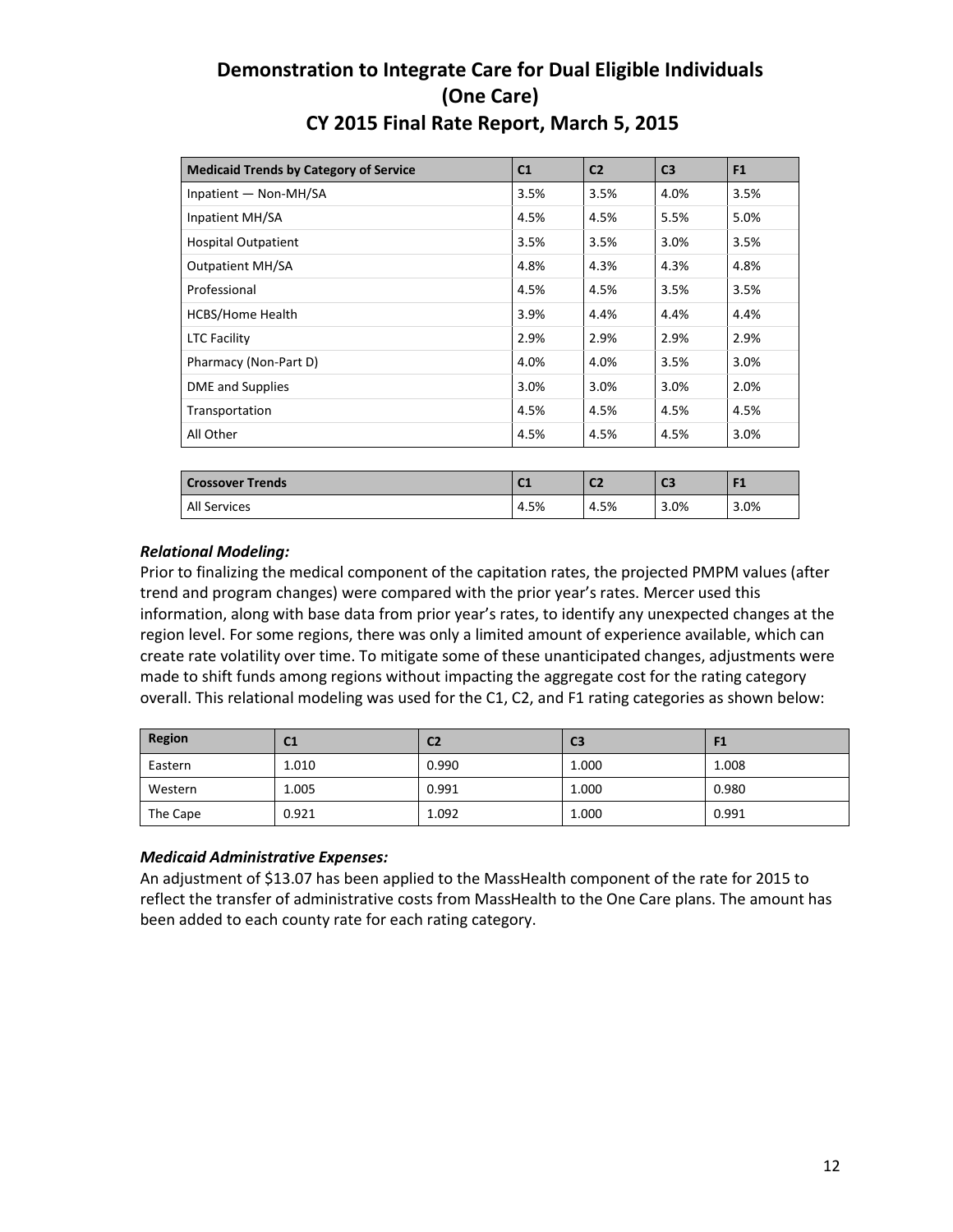# Demonstration to Integrate Care for Dual Eligible Individuals (One Care)

## CY 2015 Final Rate Report, March 5, 2015

| Medicaid Trends by Category of Service | C1 | C2 | C3 | F1 |
|---|---|---|---|---|
| Inpatient — Non-MH/SA | 3.5% | 3.5% | 4.0% | 3.5% |
| Inpatient MH/SA | 4.5% | 4.5% | 5.5% | 5.0% |
| Hospital Outpatient | 3.5% | 3.5% | 3.0% | 3.5% |
| Outpatient MH/SA | 4.8% | 4.3% | 4.3% | 4.8% |
| Professional | 4.5% | 4.5% | 3.5% | 3.5% |
| HCBS/Home Health | 3.9% | 4.4% | 4.4% | 4.4% |
| LTC Facility | 2.9% | 2.9% | 2.9% | 2.9% |
| Pharmacy (Non-Part D) | 4.0% | 4.0% | 3.5% | 3.0% |
| DME and Supplies | 3.0% | 3.0% | 3.0% | 2.0% |
| Transportation | 4.5% | 4.5% | 4.5% | 4.5% |
| All Other | 4.5% | 4.5% | 4.5% | 3.0% |

| Crossover Trends | C1 | C2 | C3 | F1 |
|---|---|---|---|---|
| All Services | 4.5% | 4.5% | 3.0% | 3.0% |

***Relational Modeling:***

Prior to finalizing the medical component of the capitation rates, the projected PMPM values (after trend and program changes) were compared with the prior year's rates. Mercer used this information, along with base data from prior year's rates, to identify any unexpected changes at the region level. For some regions, there was only a limited amount of experience available, which can create rate volatility over time. To mitigate some of these unanticipated changes, adjustments were made to shift funds among regions without impacting the aggregate cost for the rating category overall. This relational modeling was used for the C1, C2, and F1 rating categories as shown below:

| Region | C1 | C2 | C3 | F1 |
|---|---|---|---|---|
| Eastern | 1.010 | 0.990 | 1.000 | 1.008 |
| Western | 1.005 | 0.991 | 1.000 | 0.980 |
| The Cape | 0.921 | 1.092 | 1.000 | 0.991 |

***Medicaid Administrative Expenses:***

An adjustment of $13.07 has been applied to the MassHealth component of the rate for 2015 to reflect the transfer of administrative costs from MassHealth to the One Care plans. The amount has been added to each county rate for each rating category.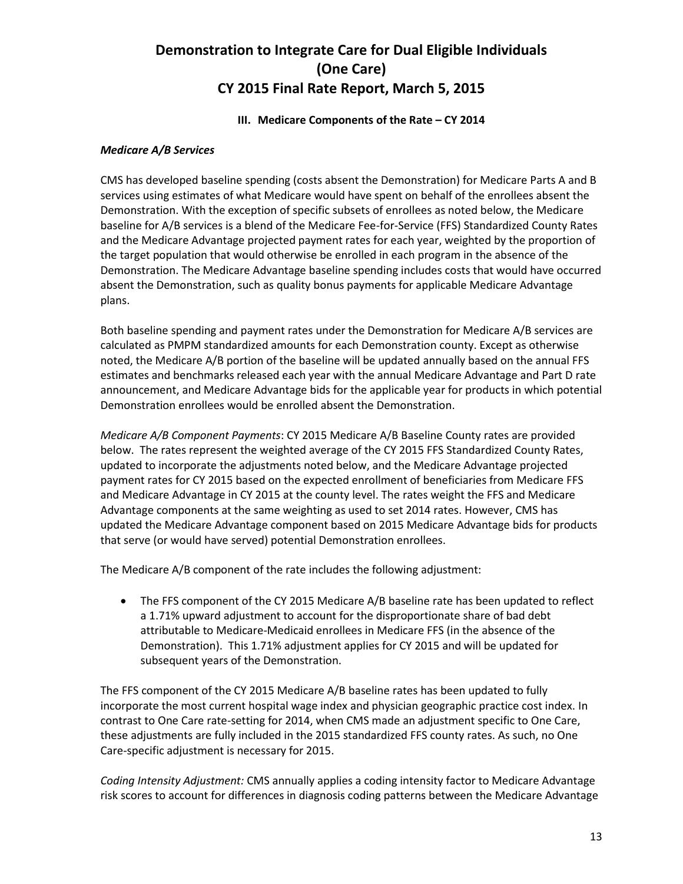### III. Medicare Components of the Rate – CY 2014

***Medicare A/B Services***

CMS has developed baseline spending (costs absent the Demonstration) for Medicare Parts A and B services using estimates of what Medicare would have spent on behalf of the enrollees absent the Demonstration. With the exception of specific subsets of enrollees as noted below, the Medicare baseline for A/B services is a blend of the Medicare Fee-for-Service (FFS) Standardized County Rates and the Medicare Advantage projected payment rates for each year, weighted by the proportion of the target population that would otherwise be enrolled in each program in the absence of the Demonstration. The Medicare Advantage baseline spending includes costs that would have occurred absent the Demonstration, such as quality bonus payments for applicable Medicare Advantage plans.

Both baseline spending and payment rates under the Demonstration for Medicare A/B services are calculated as PMPM standardized amounts for each Demonstration county. Except as otherwise noted, the Medicare A/B portion of the baseline will be updated annually based on the annual FFS estimates and benchmarks released each year with the annual Medicare Advantage and Part D rate announcement, and Medicare Advantage bids for the applicable year for products in which potential Demonstration enrollees would be enrolled absent the Demonstration.

*Medicare A/B Component Payments*: CY 2015 Medicare A/B Baseline County rates are provided below. The rates represent the weighted average of the CY 2015 FFS Standardized County Rates, updated to incorporate the adjustments noted below, and the Medicare Advantage projected payment rates for CY 2015 based on the expected enrollment of beneficiaries from Medicare FFS and Medicare Advantage in CY 2015 at the county level. The rates weight the FFS and Medicare Advantage components at the same weighting as used to set 2014 rates. However, CMS has updated the Medicare Advantage component based on 2015 Medicare Advantage bids for products that serve (or would have served) potential Demonstration enrollees.

The Medicare A/B component of the rate includes the following adjustment:

- The FFS component of the CY 2015 Medicare A/B baseline rate has been updated to reflect a 1.71% upward adjustment to account for the disproportionate share of bad debt attributable to Medicare-Medicaid enrollees in Medicare FFS (in the absence of the Demonstration). This 1.71% adjustment applies for CY 2015 and will be updated for subsequent years of the Demonstration.

The FFS component of the CY 2015 Medicare A/B baseline rates has been updated to fully incorporate the most current hospital wage index and physician geographic practice cost index. In contrast to One Care rate-setting for 2014, when CMS made an adjustment specific to One Care, these adjustments are fully included in the 2015 standardized FFS county rates. As such, no One Care-specific adjustment is necessary for 2015.

*Coding Intensity Adjustment:* CMS annually applies a coding intensity factor to Medicare Advantage risk scores to account for differences in diagnosis coding patterns between the Medicare Advantage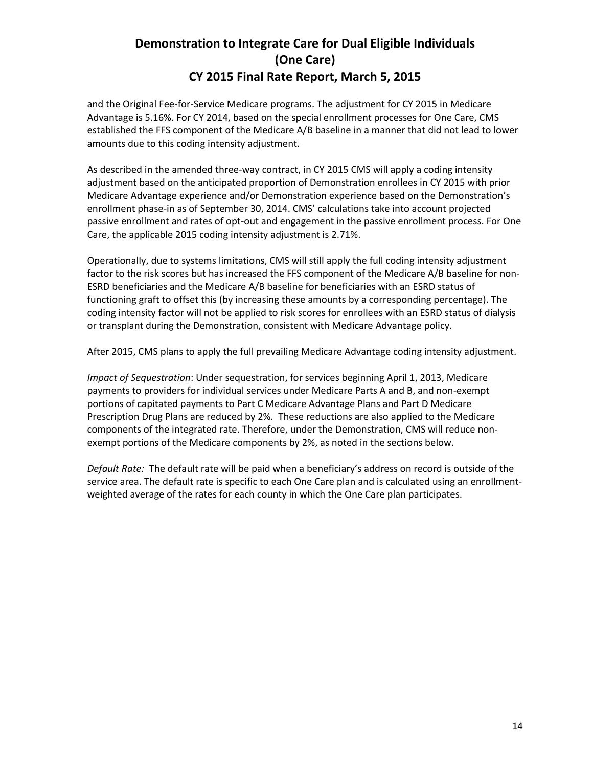and the Original Fee-for-Service Medicare programs. The adjustment for CY 2015 in Medicare Advantage is 5.16%. For CY 2014, based on the special enrollment processes for One Care, CMS established the FFS component of the Medicare A/B baseline in a manner that did not lead to lower amounts due to this coding intensity adjustment.

As described in the amended three-way contract, in CY 2015 CMS will apply a coding intensity adjustment based on the anticipated proportion of Demonstration enrollees in CY 2015 with prior Medicare Advantage experience and/or Demonstration experience based on the Demonstration's enrollment phase-in as of September 30, 2014. CMS' calculations take into account projected passive enrollment and rates of opt-out and engagement in the passive enrollment process. For One Care, the applicable 2015 coding intensity adjustment is 2.71%.

Operationally, due to systems limitations, CMS will still apply the full coding intensity adjustment factor to the risk scores but has increased the FFS component of the Medicare A/B baseline for non-ESRD beneficiaries and the Medicare A/B baseline for beneficiaries with an ESRD status of functioning graft to offset this (by increasing these amounts by a corresponding percentage). The coding intensity factor will not be applied to risk scores for enrollees with an ESRD status of dialysis or transplant during the Demonstration, consistent with Medicare Advantage policy.

After 2015, CMS plans to apply the full prevailing Medicare Advantage coding intensity adjustment.

*Impact of Sequestration*: Under sequestration, for services beginning April 1, 2013, Medicare payments to providers for individual services under Medicare Parts A and B, and non-exempt portions of capitated payments to Part C Medicare Advantage Plans and Part D Medicare Prescription Drug Plans are reduced by 2%. These reductions are also applied to the Medicare components of the integrated rate. Therefore, under the Demonstration, CMS will reduce non-exempt portions of the Medicare components by 2%, as noted in the sections below.

*Default Rate:* The default rate will be paid when a beneficiary's address on record is outside of the service area. The default rate is specific to each One Care plan and is calculated using an enrollment-weighted average of the rates for each county in which the One Care plan participates.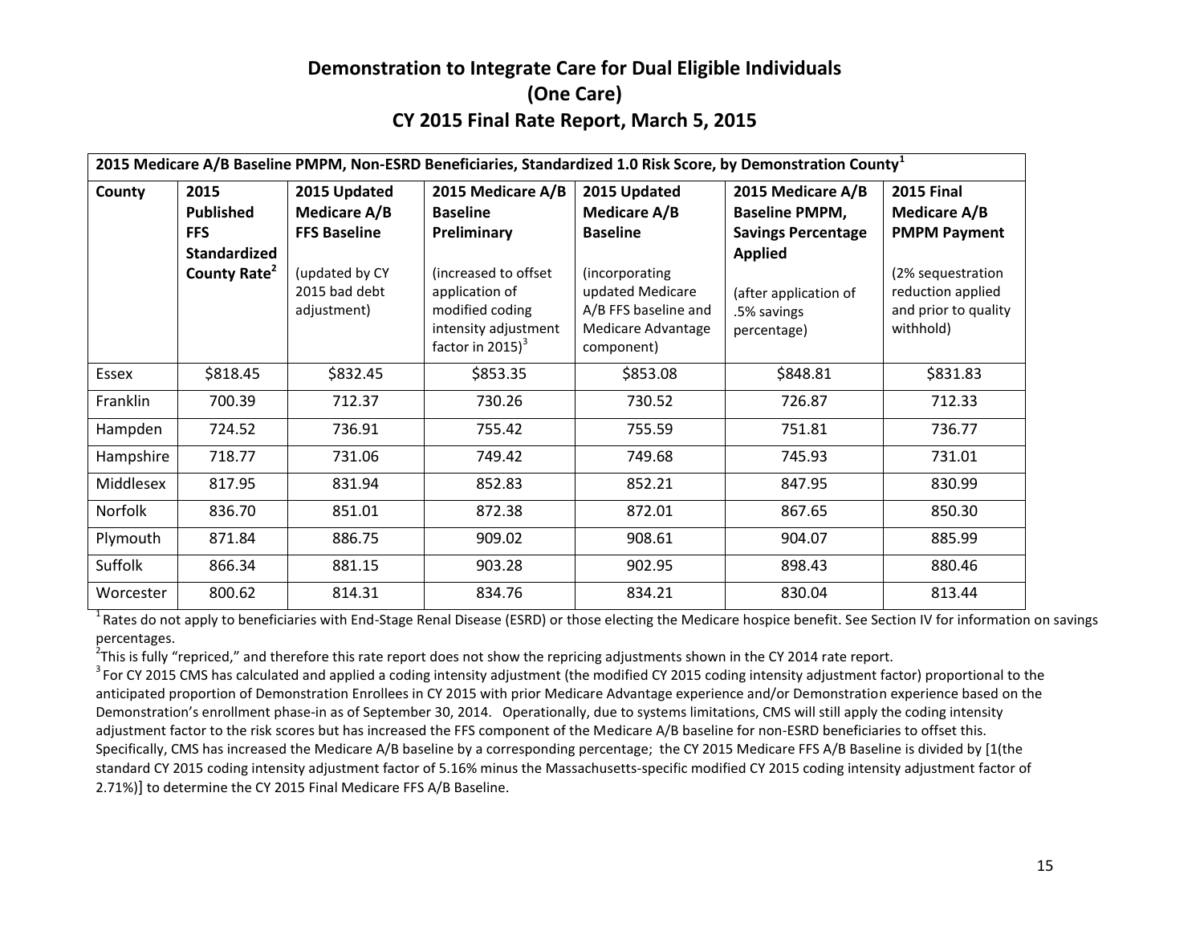# Demonstration to Integrate Care for Dual Eligible Individuals
# (One Care)
## CY 2015 Final Rate Report, March 5, 2015

**2015 Medicare A/B Baseline PMPM, Non-ESRD Beneficiaries, Standardized 1.0 Risk Score, by Demonstration County[1]**

| County | 2015 Published FFS Standardized County Rate[2] | 2015 Updated Medicare A/B FFS Baseline (updated by CY 2015 bad debt adjustment) | 2015 Medicare A/B Baseline Preliminary (increased to offset application of modified coding intensity adjustment factor in 2015)[3] | 2015 Updated Medicare A/B Baseline (incorporating updated Medicare A/B FFS baseline and Medicare Advantage component) | 2015 Medicare A/B Baseline PMPM, Savings Percentage Applied (after application of .5% savings percentage) | 2015 Final Medicare A/B PMPM Payment (2% sequestration reduction applied and prior to quality withhold) |
|---|---|---|---|---|---|---|
| Essex | $818.45 | $832.45 | $853.35 | $853.08 | $848.81 | $831.83 |
| Franklin | 700.39 | 712.37 | 730.26 | 730.52 | 726.87 | 712.33 |
| Hampden | 724.52 | 736.91 | 755.42 | 755.59 | 751.81 | 736.77 |
| Hampshire | 718.77 | 731.06 | 749.42 | 749.68 | 745.93 | 731.01 |
| Middlesex | 817.95 | 831.94 | 852.83 | 852.21 | 847.95 | 830.99 |
| Norfolk | 836.70 | 851.01 | 872.38 | 872.01 | 867.65 | 850.30 |
| Plymouth | 871.84 | 886.75 | 909.02 | 908.61 | 904.07 | 885.99 |
| Suffolk | 866.34 | 881.15 | 903.28 | 902.95 | 898.43 | 880.46 |
| Worcester | 800.62 | 814.31 | 834.76 | 834.21 | 830.04 | 813.44 |

[1] Rates do not apply to beneficiaries with End-Stage Renal Disease (ESRD) or those electing the Medicare hospice benefit. See Section IV for information on savings percentages.

[2] This is fully "repriced," and therefore this rate report does not show the repricing adjustments shown in the CY 2014 rate report.

[3] For CY 2015 CMS has calculated and applied a coding intensity adjustment (the modified CY 2015 coding intensity adjustment factor) proportional to the anticipated proportion of Demonstration Enrollees in CY 2015 with prior Medicare Advantage experience and/or Demonstration experience based on the Demonstration's enrollment phase-in as of September 30, 2014. Operationally, due to systems limitations, CMS will still apply the coding intensity adjustment factor to the risk scores but has increased the FFS component of the Medicare A/B baseline for non-ESRD beneficiaries to offset this. Specifically, CMS has increased the Medicare A/B baseline by a corresponding percentage; the CY 2015 Medicare FFS A/B Baseline is divided by [1(the standard CY 2015 coding intensity adjustment factor of 5.16% minus the Massachusetts-specific modified CY 2015 coding intensity adjustment factor of 2.71%)] to determine the CY 2015 Final Medicare FFS A/B Baseline.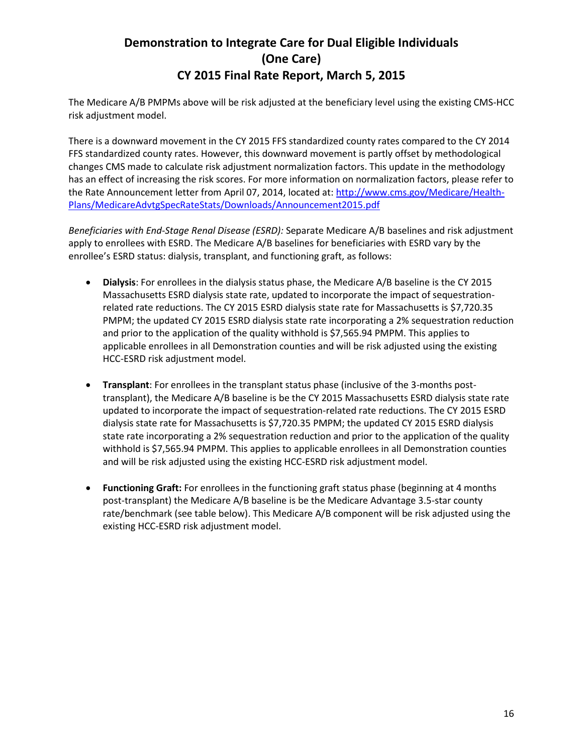The Medicare A/B PMPMs above will be risk adjusted at the beneficiary level using the existing CMS-HCC risk adjustment model.

There is a downward movement in the CY 2015 FFS standardized county rates compared to the CY 2014 FFS standardized county rates. However, this downward movement is partly offset by methodological changes CMS made to calculate risk adjustment normalization factors. This update in the methodology has an effect of increasing the risk scores. For more information on normalization factors, please refer to the Rate Announcement letter from April 07, 2014, located at: [http://www.cms.gov/Medicare/Health-Plans/MedicareAdvtgSpecRateStats/Downloads/Announcement2015.pdf](http://www.cms.gov/Medicare/Health-Plans/MedicareAdvtgSpecRateStats/Downloads/Announcement2015.pdf)

*Beneficiaries with End-Stage Renal Disease (ESRD):* Separate Medicare A/B baselines and risk adjustment apply to enrollees with ESRD. The Medicare A/B baselines for beneficiaries with ESRD vary by the enrollee's ESRD status: dialysis, transplant, and functioning graft, as follows:

- **Dialysis**: For enrollees in the dialysis status phase, the Medicare A/B baseline is the CY 2015 Massachusetts ESRD dialysis state rate, updated to incorporate the impact of sequestration-related rate reductions. The CY 2015 ESRD dialysis state rate for Massachusetts is $7,720.35 PMPM; the updated CY 2015 ESRD dialysis state rate incorporating a 2% sequestration reduction and prior to the application of the quality withhold is $7,565.94 PMPM. This applies to applicable enrollees in all Demonstration counties and will be risk adjusted using the existing HCC-ESRD risk adjustment model.

- **Transplant**: For enrollees in the transplant status phase (inclusive of the 3-months post-transplant), the Medicare A/B baseline is be the CY 2015 Massachusetts ESRD dialysis state rate updated to incorporate the impact of sequestration-related rate reductions. The CY 2015 ESRD dialysis state rate for Massachusetts is $7,720.35 PMPM; the updated CY 2015 ESRD dialysis state rate incorporating a 2% sequestration reduction and prior to the application of the quality withhold is $7,565.94 PMPM. This applies to applicable enrollees in all Demonstration counties and will be risk adjusted using the existing HCC-ESRD risk adjustment model.

- **Functioning Graft:** For enrollees in the functioning graft status phase (beginning at 4 months post-transplant) the Medicare A/B baseline is be the Medicare Advantage 3.5-star county rate/benchmark (see table below). This Medicare A/B component will be risk adjusted using the existing HCC-ESRD risk adjustment model.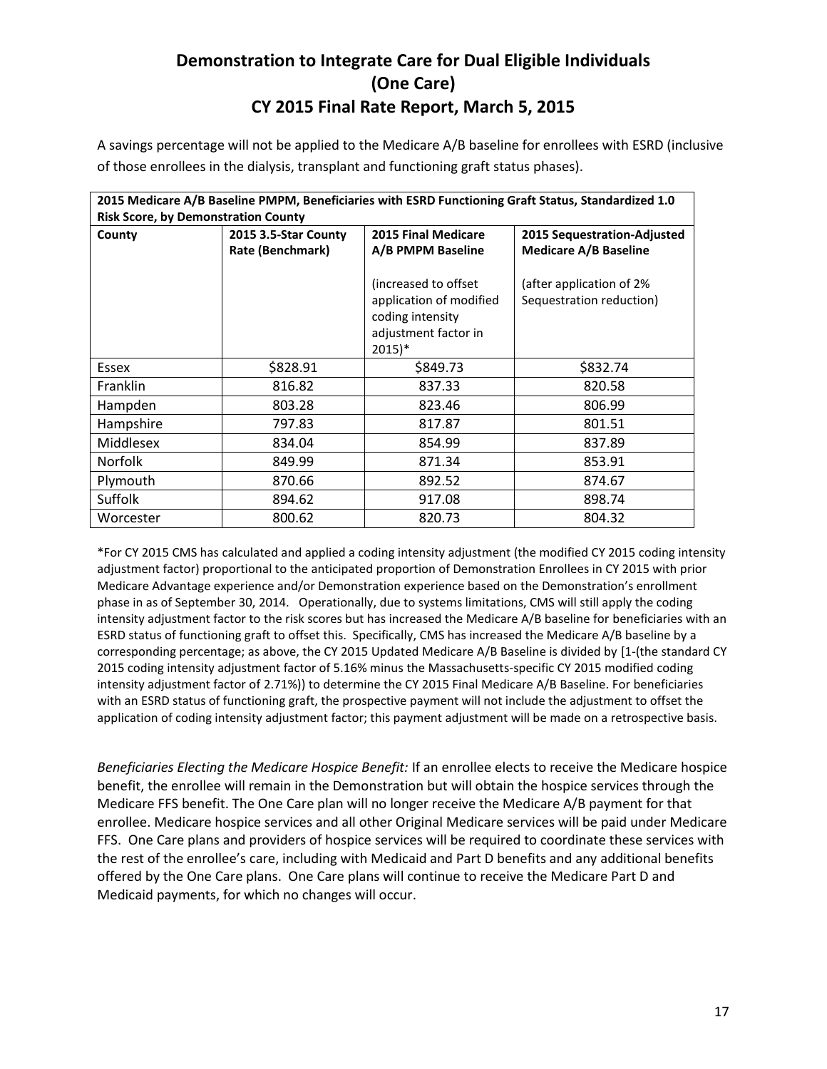# Demonstration to Integrate Care for Dual Eligible Individuals (One Care) CY 2015 Final Rate Report, March 5, 2015

A savings percentage will not be applied to the Medicare A/B baseline for enrollees with ESRD (inclusive of those enrollees in the dialysis, transplant and functioning graft status phases).

| **2015 Medicare A/B Baseline PMPM, Beneficiaries with ESRD Functioning Graft Status, Standardized 1.0 Risk Score, by Demonstration County** | | | |
|---|---|---|---|
| **County** | **2015 3.5-Star County Rate (Benchmark)** | **2015 Final Medicare A/B PMPM Baseline** (increased to offset application of modified coding intensity adjustment factor in 2015)* | **2015 Sequestration-Adjusted Medicare A/B Baseline** (after application of 2% Sequestration reduction) |
| Essex | $828.91 | $849.73 | $832.74 |
| Franklin | 816.82 | 837.33 | 820.58 |
| Hampden | 803.28 | 823.46 | 806.99 |
| Hampshire | 797.83 | 817.87 | 801.51 |
| Middlesex | 834.04 | 854.99 | 837.89 |
| Norfolk | 849.99 | 871.34 | 853.91 |
| Plymouth | 870.66 | 892.52 | 874.67 |
| Suffolk | 894.62 | 917.08 | 898.74 |
| Worcester | 800.62 | 820.73 | 804.32 |

*For CY 2015 CMS has calculated and applied a coding intensity adjustment (the modified CY 2015 coding intensity adjustment factor) proportional to the anticipated proportion of Demonstration Enrollees in CY 2015 with prior Medicare Advantage experience and/or Demonstration experience based on the Demonstration's enrollment phase in as of September 30, 2014. Operationally, due to systems limitations, CMS will still apply the coding intensity adjustment factor to the risk scores but has increased the Medicare A/B baseline for beneficiaries with an ESRD status of functioning graft to offset this. Specifically, CMS has increased the Medicare A/B baseline by a corresponding percentage; as above, the CY 2015 Updated Medicare A/B Baseline is divided by [1-(the standard CY 2015 coding intensity adjustment factor of 5.16% minus the Massachusetts-specific CY 2015 modified coding intensity adjustment factor of 2.71%)) to determine the CY 2015 Final Medicare A/B Baseline. For beneficiaries with an ESRD status of functioning graft, the prospective payment will not include the adjustment to offset the application of coding intensity adjustment factor; this payment adjustment will be made on a retrospective basis.

*Beneficiaries Electing the Medicare Hospice Benefit:* If an enrollee elects to receive the Medicare hospice benefit, the enrollee will remain in the Demonstration but will obtain the hospice services through the Medicare FFS benefit. The One Care plan will no longer receive the Medicare A/B payment for that enrollee. Medicare hospice services and all other Original Medicare services will be paid under Medicare FFS. One Care plans and providers of hospice services will be required to coordinate these services with the rest of the enrollee's care, including with Medicaid and Part D benefits and any additional benefits offered by the One Care plans. One Care plans will continue to receive the Medicare Part D and Medicaid payments, for which no changes will occur.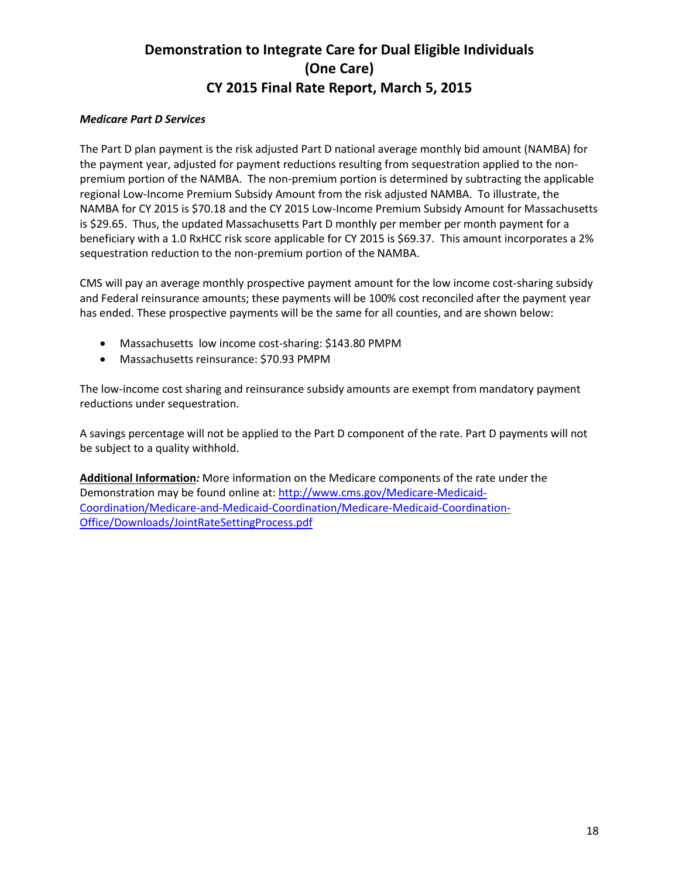*Medicare Part D Services*

The Part D plan payment is the risk adjusted Part D national average monthly bid amount (NAMBA) for the payment year, adjusted for payment reductions resulting from sequestration applied to the non-premium portion of the NAMBA. The non-premium portion is determined by subtracting the applicable regional Low-Income Premium Subsidy Amount from the risk adjusted NAMBA. To illustrate, the NAMBA for CY 2015 is $70.18 and the CY 2015 Low-Income Premium Subsidy Amount for Massachusetts is $29.65. Thus, the updated Massachusetts Part D monthly per member per month payment for a beneficiary with a 1.0 RxHCC risk score applicable for CY 2015 is $69.37. This amount incorporates a 2% sequestration reduction to the non-premium portion of the NAMBA.

CMS will pay an average monthly prospective payment amount for the low income cost-sharing subsidy and Federal reinsurance amounts; these payments will be 100% cost reconciled after the payment year has ended. These prospective payments will be the same for all counties, and are shown below:

- Massachusetts low income cost-sharing: $143.80 PMPM
- Massachusetts reinsurance: $70.93 PMPM

The low-income cost sharing and reinsurance subsidy amounts are exempt from mandatory payment reductions under sequestration.

A savings percentage will not be applied to the Part D component of the rate. Part D payments will not be subject to a quality withhold.

**Additional Information***:* More information on the Medicare components of the rate under the Demonstration may be found online at: http://www.cms.gov/Medicare-Medicaid-Coordination/Medicare-and-Medicaid-Coordination/Medicare-Medicaid-Coordination-Office/Downloads/JointRateSettingProcess.pdf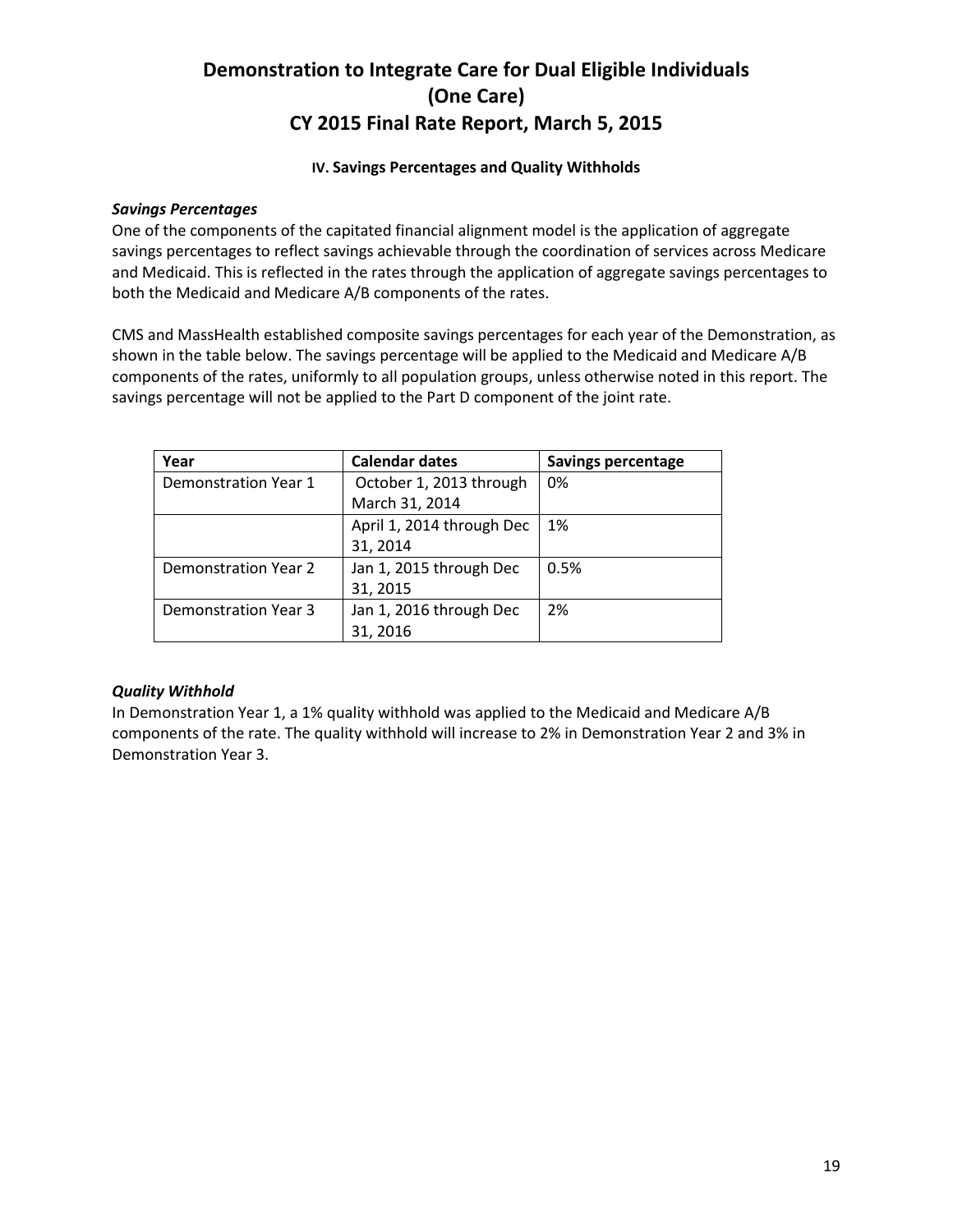# Demonstration to Integrate Care for Dual Eligible Individuals (One Care) CY 2015 Final Rate Report, March 5, 2015

## IV. Savings Percentages and Quality Withholds

***Savings Percentages***

One of the components of the capitated financial alignment model is the application of aggregate savings percentages to reflect savings achievable through the coordination of services across Medicare and Medicaid. This is reflected in the rates through the application of aggregate savings percentages to both the Medicaid and Medicare A/B components of the rates.

CMS and MassHealth established composite savings percentages for each year of the Demonstration, as shown in the table below. The savings percentage will be applied to the Medicaid and Medicare A/B components of the rates, uniformly to all population groups, unless otherwise noted in this report. The savings percentage will not be applied to the Part D component of the joint rate.

| Year | Calendar dates | Savings percentage |
|---|---|---|
| Demonstration Year 1 | October 1, 2013 through March 31, 2014 | 0% |
| | April 1, 2014 through Dec 31, 2014 | 1% |
| Demonstration Year 2 | Jan 1, 2015 through Dec 31, 2015 | 0.5% |
| Demonstration Year 3 | Jan 1, 2016 through Dec 31, 2016 | 2% |

***Quality Withhold***

In Demonstration Year 1, a 1% quality withhold was applied to the Medicaid and Medicare A/B components of the rate. The quality withhold will increase to 2% in Demonstration Year 2 and 3% in Demonstration Year 3.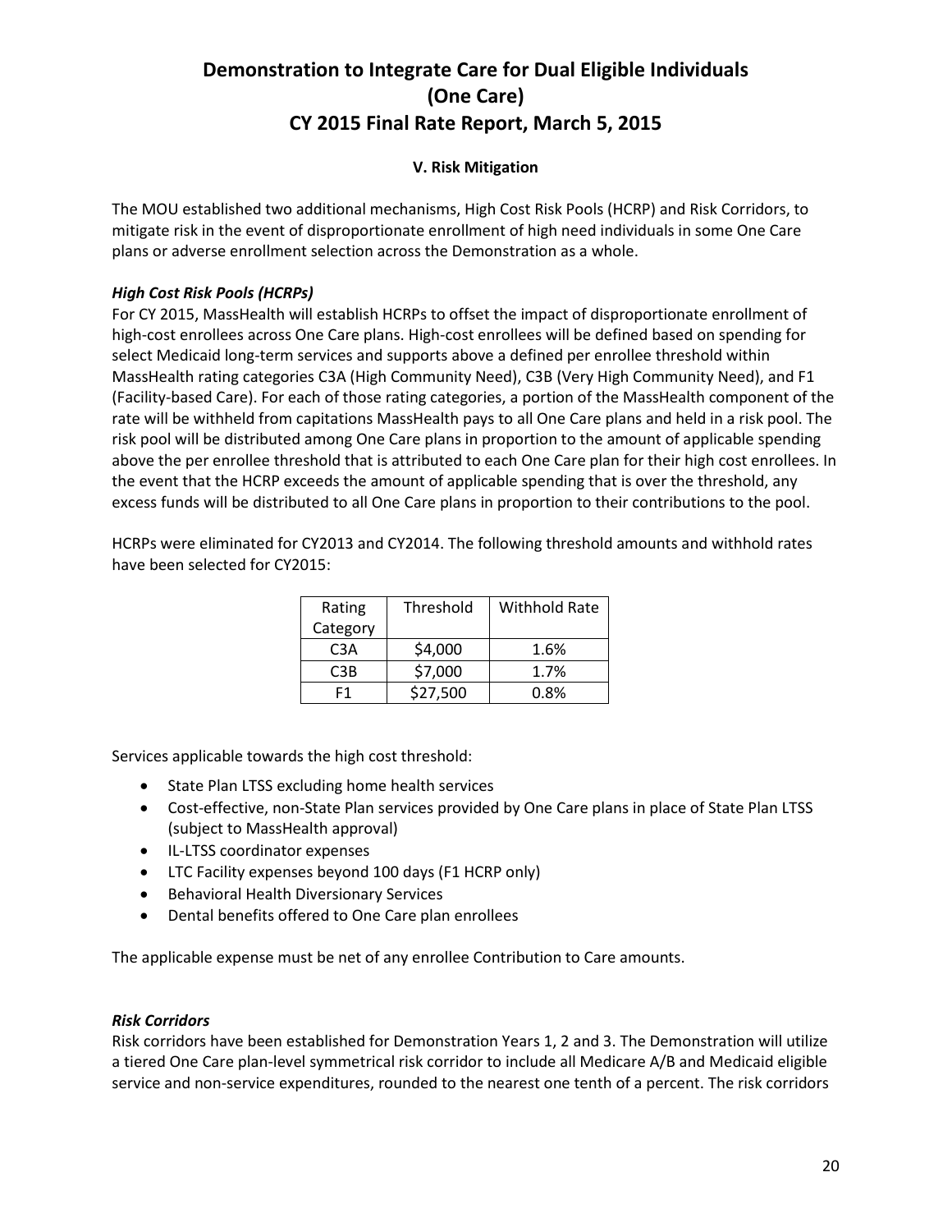### V. Risk Mitigation

The MOU established two additional mechanisms, High Cost Risk Pools (HCRP) and Risk Corridors, to mitigate risk in the event of disproportionate enrollment of high need individuals in some One Care plans or adverse enrollment selection across the Demonstration as a whole.

***High Cost Risk Pools (HCRPs)***

For CY 2015, MassHealth will establish HCRPs to offset the impact of disproportionate enrollment of high-cost enrollees across One Care plans. High-cost enrollees will be defined based on spending for select Medicaid long-term services and supports above a defined per enrollee threshold within MassHealth rating categories C3A (High Community Need), C3B (Very High Community Need), and F1 (Facility-based Care). For each of those rating categories, a portion of the MassHealth component of the rate will be withheld from capitations MassHealth pays to all One Care plans and held in a risk pool. The risk pool will be distributed among One Care plans in proportion to the amount of applicable spending above the per enrollee threshold that is attributed to each One Care plan for their high cost enrollees. In the event that the HCRP exceeds the amount of applicable spending that is over the threshold, any excess funds will be distributed to all One Care plans in proportion to their contributions to the pool.

HCRPs were eliminated for CY2013 and CY2014. The following threshold amounts and withhold rates have been selected for CY2015:

| Rating Category | Threshold | Withhold Rate |
|---|---|---|
| C3A | $4,000 | 1.6% |
| C3B | $7,000 | 1.7% |
| F1 | $27,500 | 0.8% |

Services applicable towards the high cost threshold:

- State Plan LTSS excluding home health services
- Cost-effective, non-State Plan services provided by One Care plans in place of State Plan LTSS (subject to MassHealth approval)
- IL-LTSS coordinator expenses
- LTC Facility expenses beyond 100 days (F1 HCRP only)
- Behavioral Health Diversionary Services
- Dental benefits offered to One Care plan enrollees

The applicable expense must be net of any enrollee Contribution to Care amounts.

***Risk Corridors***

Risk corridors have been established for Demonstration Years 1, 2 and 3. The Demonstration will utilize a tiered One Care plan-level symmetrical risk corridor to include all Medicare A/B and Medicaid eligible service and non-service expenditures, rounded to the nearest one tenth of a percent. The risk corridors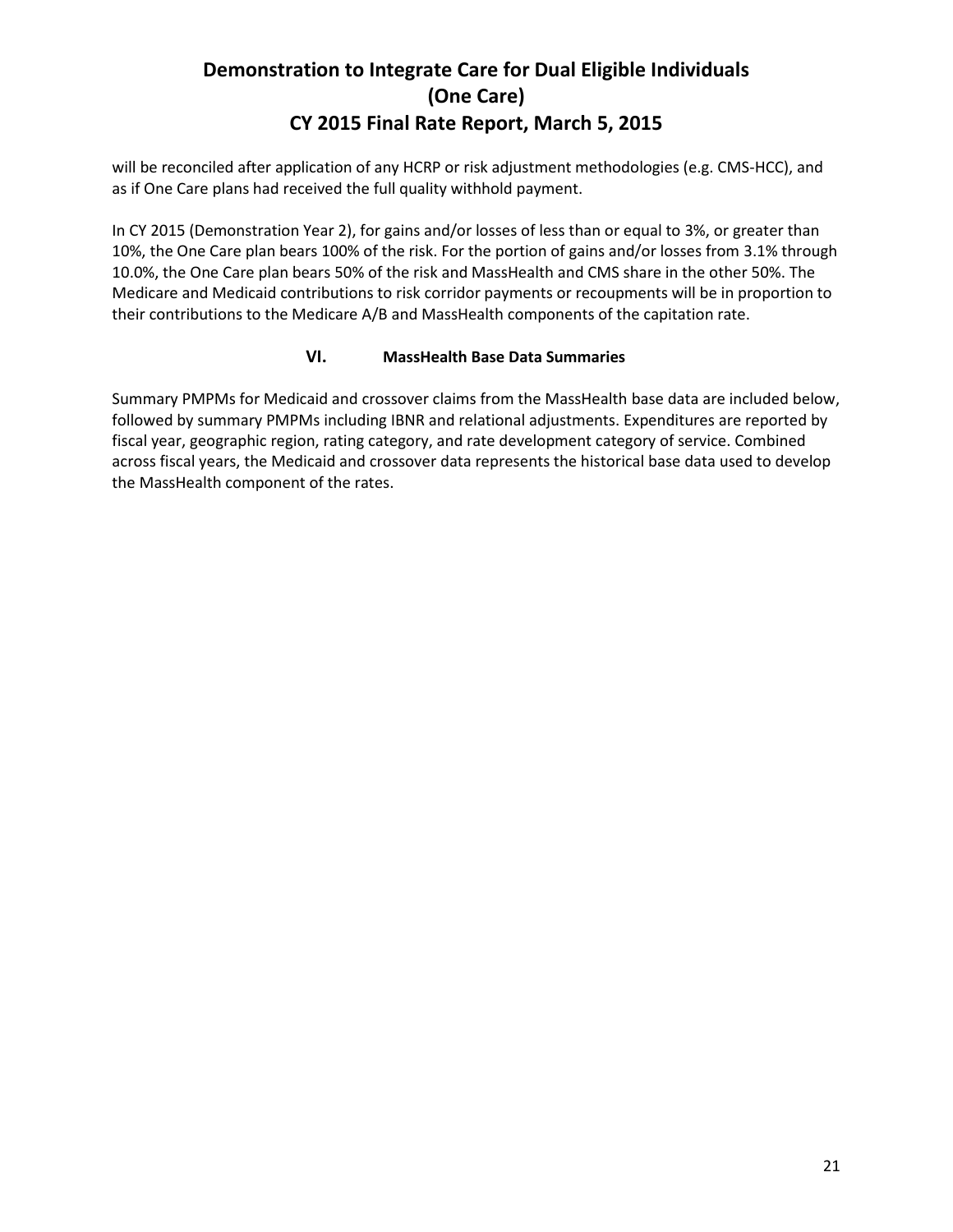will be reconciled after application of any HCRP or risk adjustment methodologies (e.g. CMS-HCC), and as if One Care plans had received the full quality withhold payment.

In CY 2015 (Demonstration Year 2), for gains and/or losses of less than or equal to 3%, or greater than 10%, the One Care plan bears 100% of the risk. For the portion of gains and/or losses from 3.1% through 10.0%, the One Care plan bears 50% of the risk and MassHealth and CMS share in the other 50%. The Medicare and Medicaid contributions to risk corridor payments or recoupments will be in proportion to their contributions to the Medicare A/B and MassHealth components of the capitation rate.

## VI. MassHealth Base Data Summaries

Summary PMPMs for Medicaid and crossover claims from the MassHealth base data are included below, followed by summary PMPMs including IBNR and relational adjustments. Expenditures are reported by fiscal year, geographic region, rating category, and rate development category of service. Combined across fiscal years, the Medicaid and crossover data represents the historical base data used to develop the MassHealth component of the rates.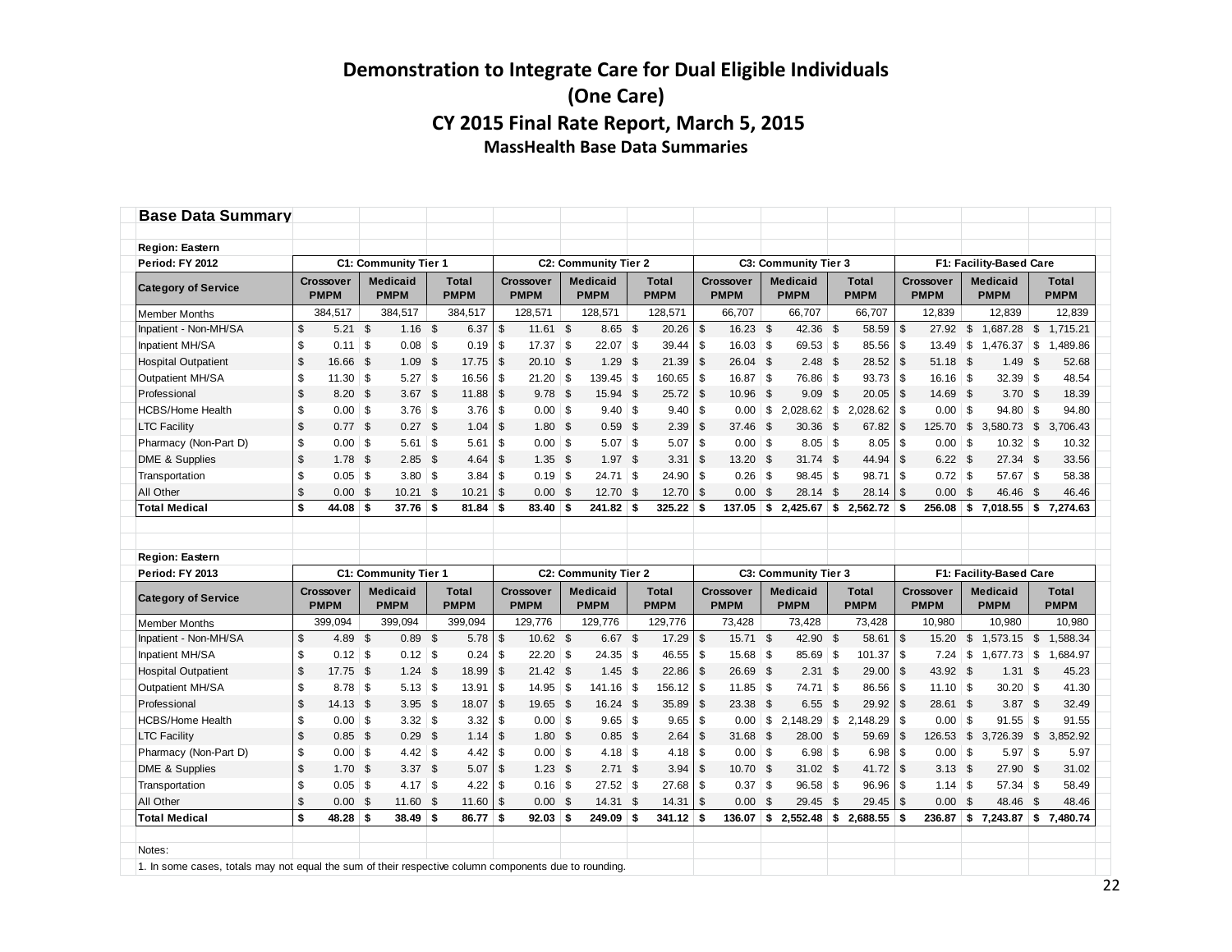# Demonstration to Integrate Care for Dual Eligible Individuals
# (One Care)
## CY 2015 Final Rate Report, March 5, 2015
### MassHealth Base Data Summaries

**Base Data Summary**

**Region: Eastern**

| Period: FY 2012 | C1: Community Tier 1 | | | C2: Community Tier 2 | | | C3: Community Tier 3 | | | F1: Facility-Based Care | | |
|---|---|---|---|---|---|---|---|---|---|---|---|---|
| Category of Service | Crossover PMPM | Medicaid PMPM | Total PMPM | Crossover PMPM | Medicaid PMPM | Total PMPM | Crossover PMPM | Medicaid PMPM | Total PMPM | Crossover PMPM | Medicaid PMPM | Total PMPM |
| Member Months | 384,517 | 384,517 | 384,517 | 128,571 | 128,571 | 128,571 | 66,707 | 66,707 | 66,707 | 12,839 | 12,839 | 12,839 |
| Inpatient - Non-MH/SA | $ 5.21 | $ 1.16 | $ 6.37 | $ 11.61 | $ 8.65 | $ 20.26 | $ 16.23 | $ 42.36 | $ 58.59 | $ 27.92 | $ 1,687.28 | $ 1,715.21 |
| Inpatient MH/SA | $ 0.11 | $ 0.08 | $ 0.19 | $ 17.37 | $ 22.07 | $ 39.44 | $ 16.03 | $ 69.53 | $ 85.56 | $ 13.49 | $ 1,476.37 | $ 1,489.86 |
| Hospital Outpatient | $ 16.66 | $ 1.09 | $ 17.75 | $ 20.10 | $ 1.29 | $ 21.39 | $ 26.04 | $ 2.48 | $ 28.52 | $ 51.18 | $ 1.49 | $ 52.68 |
| Outpatient MH/SA | $ 11.30 | $ 5.27 | $ 16.56 | $ 21.20 | $ 139.45 | $ 160.65 | $ 16.87 | $ 76.86 | $ 93.73 | $ 16.16 | $ 32.39 | $ 48.54 |
| Professional | $ 8.20 | $ 3.67 | $ 11.88 | $ 9.78 | $ 15.94 | $ 25.72 | $ 10.96 | $ 9.09 | $ 20.05 | $ 14.69 | $ 3.70 | $ 18.39 |
| HCBS/Home Health | $ 0.00 | $ 3.76 | $ 3.76 | $ 0.00 | $ 9.40 | $ 9.40 | $ 0.00 | $ 2,028.62 | $ 2,028.62 | $ 0.00 | $ 94.80 | $ 94.80 |
| LTC Facility | $ 0.77 | $ 0.27 | $ 1.04 | $ 1.80 | $ 0.59 | $ 2.39 | $ 37.46 | $ 30.36 | $ 67.82 | $ 125.70 | $ 3,580.73 | $ 3,706.43 |
| Pharmacy (Non-Part D) | $ 0.00 | $ 5.61 | $ 5.61 | $ 0.00 | $ 5.07 | $ 5.07 | $ 0.00 | $ 8.05 | $ 8.05 | $ 0.00 | $ 10.32 | $ 10.32 |
| DME & Supplies | $ 1.78 | $ 2.85 | $ 4.64 | $ 1.35 | $ 1.97 | $ 3.31 | $ 13.20 | $ 31.74 | $ 44.94 | $ 6.22 | $ 27.34 | $ 33.56 |
| Transportation | $ 0.05 | $ 3.80 | $ 3.84 | $ 0.19 | $ 24.71 | $ 24.90 | $ 0.26 | $ 98.45 | $ 98.71 | $ 0.72 | $ 57.67 | $ 58.38 |
| All Other | $ 0.00 | $ 10.21 | $ 10.21 | $ 0.00 | $ 12.70 | $ 12.70 | $ 0.00 | $ 28.14 | $ 28.14 | $ 0.00 | $ 46.46 | $ 46.46 |
| **Total Medical** | **$ 44.08** | **$ 37.76** | **$ 81.84** | **$ 83.40** | **$ 241.82** | **$ 325.22** | **$ 137.05** | **$ 2,425.67** | **$ 2,562.72** | **$ 256.08** | **$ 7,018.55** | **$ 7,274.63** |

**Region: Eastern**

| Period: FY 2013 | C1: Community Tier 1 | | | C2: Community Tier 2 | | | C3: Community Tier 3 | | | F1: Facility-Based Care | | |
|---|---|---|---|---|---|---|---|---|---|---|---|---|
| Category of Service | Crossover PMPM | Medicaid PMPM | Total PMPM | Crossover PMPM | Medicaid PMPM | Total PMPM | Crossover PMPM | Medicaid PMPM | Total PMPM | Crossover PMPM | Medicaid PMPM | Total PMPM |
| Member Months | 399,094 | 399,094 | 399,094 | 129,776 | 129,776 | 129,776 | 73,428 | 73,428 | 73,428 | 10,980 | 10,980 | 10,980 |
| Inpatient - Non-MH/SA | $ 4.89 | $ 0.89 | $ 5.78 | $ 10.62 | $ 6.67 | $ 17.29 | $ 15.71 | $ 42.90 | $ 58.61 | $ 15.20 | $ 1,573.15 | $ 1,588.34 |
| Inpatient MH/SA | $ 0.12 | $ 0.12 | $ 0.24 | $ 22.20 | $ 24.35 | $ 46.55 | $ 15.68 | $ 85.69 | $ 101.37 | $ 7.24 | $ 1,677.73 | $ 1,684.97 |
| Hospital Outpatient | $ 17.75 | $ 1.24 | $ 18.99 | $ 21.42 | $ 1.45 | $ 22.86 | $ 26.69 | $ 2.31 | $ 29.00 | $ 43.92 | $ 1.31 | $ 45.23 |
| Outpatient MH/SA | $ 8.78 | $ 5.13 | $ 13.91 | $ 14.95 | $ 141.16 | $ 156.12 | $ 11.85 | $ 74.71 | $ 86.56 | $ 11.10 | $ 30.20 | $ 41.30 |
| Professional | $ 14.13 | $ 3.95 | $ 18.07 | $ 19.65 | $ 16.24 | $ 35.89 | $ 23.38 | $ 6.55 | $ 29.92 | $ 28.61 | $ 3.87 | $ 32.49 |
| HCBS/Home Health | $ 0.00 | $ 3.32 | $ 3.32 | $ 0.00 | $ 9.65 | $ 9.65 | $ 0.00 | $ 2,148.29 | $ 2,148.29 | $ 0.00 | $ 91.55 | $ 91.55 |
| LTC Facility | $ 0.85 | $ 0.29 | $ 1.14 | $ 1.80 | $ 0.85 | $ 2.64 | $ 31.68 | $ 28.00 | $ 59.69 | $ 126.53 | $ 3,726.39 | $ 3,852.92 |
| Pharmacy (Non-Part D) | $ 0.00 | $ 4.42 | $ 4.42 | $ 0.00 | $ 4.18 | $ 4.18 | $ 0.00 | $ 6.98 | $ 6.98 | $ 0.00 | $ 5.97 | $ 5.97 |
| DME & Supplies | $ 1.70 | $ 3.37 | $ 5.07 | $ 1.23 | $ 2.71 | $ 3.94 | $ 10.70 | $ 31.02 | $ 41.72 | $ 3.13 | $ 27.90 | $ 31.02 |
| Transportation | $ 0.05 | $ 4.17 | $ 4.22 | $ 0.16 | $ 27.52 | $ 27.68 | $ 0.37 | $ 96.58 | $ 96.96 | $ 1.14 | $ 57.34 | $ 58.49 |
| All Other | $ 0.00 | $ 11.60 | $ 11.60 | $ 0.00 | $ 14.31 | $ 14.31 | $ 0.00 | $ 29.45 | $ 29.45 | $ 0.00 | $ 48.46 | $ 48.46 |
| **Total Medical** | **$ 48.28** | **$ 38.49** | **$ 86.77** | **$ 92.03** | **$ 249.09** | **$ 341.12** | **$ 136.07** | **$ 2,552.48** | **$ 2,688.55** | **$ 236.87** | **$ 7,243.87** | **$ 7,480.74** |

Notes:

1. In some cases, totals may not equal the sum of their respective column components due to rounding.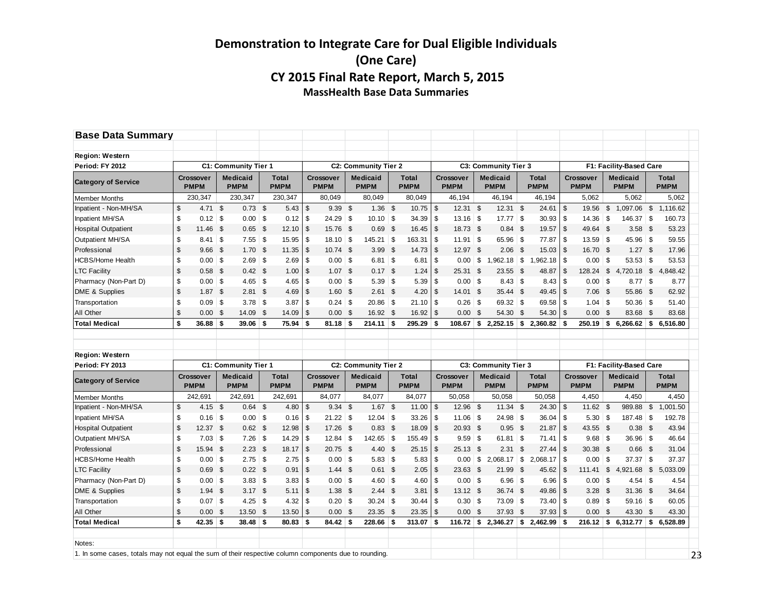# Demonstration to Integrate Care for Dual Eligible Individuals
# (One Care)
## CY 2015 Final Rate Report, March 5, 2015
### MassHealth Base Data Summaries

**Base Data Summary**

**Region: Western**

| Period: FY 2012 | C1: Community Tier 1 | | | C2: Community Tier 2 | | | C3: Community Tier 3 | | | F1: Facility-Based Care | | |
|---|---|---|---|---|---|---|---|---|---|---|---|---|
| **Category of Service** | **Crossover PMPM** | **Medicaid PMPM** | **Total PMPM** | **Crossover PMPM** | **Medicaid PMPM** | **Total PMPM** | **Crossover PMPM** | **Medicaid PMPM** | **Total PMPM** | **Crossover PMPM** | **Medicaid PMPM** | **Total PMPM** |
| Member Months | 230,347 | 230,347 | 230,347 | 80,049 | 80,049 | 80,049 | 46,194 | 46,194 | 46,194 | 5,062 | 5,062 | 5,062 |
| Inpatient - Non-MH/SA | $ 4.71 | $ 0.73 | $ 5.43 | $ 9.39 | $ 1.36 | $ 10.75 | $ 12.31 | $ 12.31 | $ 24.61 | $ 19.56 | $ 1,097.06 | $ 1,116.62 |
| Inpatient MH/SA | $ 0.12 | $ 0.00 | $ 0.12 | $ 24.29 | $ 10.10 | $ 34.39 | $ 13.16 | $ 17.77 | $ 30.93 | $ 14.36 | $ 146.37 | $ 160.73 |
| Hospital Outpatient | $ 11.46 | $ 0.65 | $ 12.10 | $ 15.76 | $ 0.69 | $ 16.45 | $ 18.73 | $ 0.84 | $ 19.57 | $ 49.64 | $ 3.58 | $ 53.23 |
| Outpatient MH/SA | $ 8.41 | $ 7.55 | $ 15.95 | $ 18.10 | $ 145.21 | $ 163.31 | $ 11.91 | $ 65.96 | $ 77.87 | $ 13.59 | $ 45.96 | $ 59.55 |
| Professional | $ 9.66 | $ 1.70 | $ 11.35 | $ 10.74 | $ 3.99 | $ 14.73 | $ 12.97 | $ 2.06 | $ 15.03 | $ 16.70 | $ 1.27 | $ 17.96 |
| HCBS/Home Health | $ 0.00 | $ 2.69 | $ 2.69 | $ 0.00 | $ 6.81 | $ 6.81 | $ 0.00 | $ 1,962.18 | $ 1,962.18 | $ 0.00 | $ 53.53 | $ 53.53 |
| LTC Facility | $ 0.58 | $ 0.42 | $ 1.00 | $ 1.07 | $ 0.17 | $ 1.24 | $ 25.31 | $ 23.55 | $ 48.87 | $ 128.24 | $ 4,720.18 | $ 4,848.42 |
| Pharmacy (Non-Part D) | $ 0.00 | $ 4.65 | $ 4.65 | $ 0.00 | $ 5.39 | $ 5.39 | $ 0.00 | $ 8.43 | $ 8.43 | $ 0.00 | $ 8.77 | $ 8.77 |
| DME & Supplies | $ 1.87 | $ 2.81 | $ 4.69 | $ 1.60 | $ 2.61 | $ 4.20 | $ 14.01 | $ 35.44 | $ 49.45 | $ 7.06 | $ 55.86 | $ 62.92 |
| Transportation | $ 0.09 | $ 3.78 | $ 3.87 | $ 0.24 | $ 20.86 | $ 21.10 | $ 0.26 | $ 69.32 | $ 69.58 | $ 1.04 | $ 50.36 | $ 51.40 |
| All Other | $ 0.00 | $ 14.09 | $ 14.09 | $ 0.00 | $ 16.92 | $ 16.92 | $ 0.00 | $ 54.30 | $ 54.30 | $ 0.00 | $ 83.68 | $ 83.68 |
| **Total Medical** | **$ 36.88** | **$ 39.06** | **$ 75.94** | **$ 81.18** | **$ 214.11** | **$ 295.29** | **$ 108.67** | **$ 2,252.15** | **$ 2,360.82** | **$ 250.19** | **$ 6,266.62** | **$ 6,516.80** |

**Region: Western**

| Period: FY 2013 | C1: Community Tier 1 | | | C2: Community Tier 2 | | | C3: Community Tier 3 | | | F1: Facility-Based Care | | |
|---|---|---|---|---|---|---|---|---|---|---|---|---|
| **Category of Service** | **Crossover PMPM** | **Medicaid PMPM** | **Total PMPM** | **Crossover PMPM** | **Medicaid PMPM** | **Total PMPM** | **Crossover PMPM** | **Medicaid PMPM** | **Total PMPM** | **Crossover PMPM** | **Medicaid PMPM** | **Total PMPM** |
| Member Months | 242,691 | 242,691 | 242,691 | 84,077 | 84,077 | 84,077 | 50,058 | 50,058 | 50,058 | 4,450 | 4,450 | 4,450 |
| Inpatient - Non-MH/SA | $ 4.15 | $ 0.64 | $ 4.80 | $ 9.34 | $ 1.67 | $ 11.00 | $ 12.96 | $ 11.34 | $ 24.30 | $ 11.62 | $ 989.88 | $ 1,001.50 |
| Inpatient MH/SA | $ 0.16 | $ 0.00 | $ 0.16 | $ 21.22 | $ 12.04 | $ 33.26 | $ 11.06 | $ 24.98 | $ 36.04 | $ 5.30 | $ 187.48 | $ 192.78 |
| Hospital Outpatient | $ 12.37 | $ 0.62 | $ 12.98 | $ 17.26 | $ 0.83 | $ 18.09 | $ 20.93 | $ 0.95 | $ 21.87 | $ 43.55 | $ 0.38 | $ 43.94 |
| Outpatient MH/SA | $ 7.03 | $ 7.26 | $ 14.29 | $ 12.84 | $ 142.65 | $ 155.49 | $ 9.59 | $ 61.81 | $ 71.41 | $ 9.68 | $ 36.96 | $ 46.64 |
| Professional | $ 15.94 | $ 2.23 | $ 18.17 | $ 20.75 | $ 4.40 | $ 25.15 | $ 25.13 | $ 2.31 | $ 27.44 | $ 30.38 | $ 0.66 | $ 31.04 |
| HCBS/Home Health | $ 0.00 | $ 2.75 | $ 2.75 | $ 0.00 | $ 5.83 | $ 5.83 | $ 0.00 | $ 2,068.17 | $ 2,068.17 | $ 0.00 | $ 37.37 | $ 37.37 |
| LTC Facility | $ 0.69 | $ 0.22 | $ 0.91 | $ 1.44 | $ 0.61 | $ 2.05 | $ 23.63 | $ 21.99 | $ 45.62 | $ 111.41 | $ 4,921.68 | $ 5,033.09 |
| Pharmacy (Non-Part D) | $ 0.00 | $ 3.83 | $ 3.83 | $ 0.00 | $ 4.60 | $ 4.60 | $ 0.00 | $ 6.96 | $ 6.96 | $ 0.00 | $ 4.54 | $ 4.54 |
| DME & Supplies | $ 1.94 | $ 3.17 | $ 5.11 | $ 1.38 | $ 2.44 | $ 3.81 | $ 13.12 | $ 36.74 | $ 49.86 | $ 3.28 | $ 31.36 | $ 34.64 |
| Transportation | $ 0.07 | $ 4.25 | $ 4.32 | $ 0.20 | $ 30.24 | $ 30.44 | $ 0.30 | $ 73.09 | $ 73.40 | $ 0.89 | $ 59.16 | $ 60.05 |
| All Other | $ 0.00 | $ 13.50 | $ 13.50 | $ 0.00 | $ 23.35 | $ 23.35 | $ 0.00 | $ 37.93 | $ 37.93 | $ 0.00 | $ 43.30 | $ 43.30 |
| **Total Medical** | **$ 42.35** | **$ 38.48** | **$ 80.83** | **$ 84.42** | **$ 228.66** | **$ 313.07** | **$ 116.72** | **$ 2,346.27** | **$ 2,462.99** | **$ 216.12** | **$ 6,312.77** | **$ 6,528.89** |

Notes:

1. In some cases, totals may not equal the sum of their respective column components due to rounding.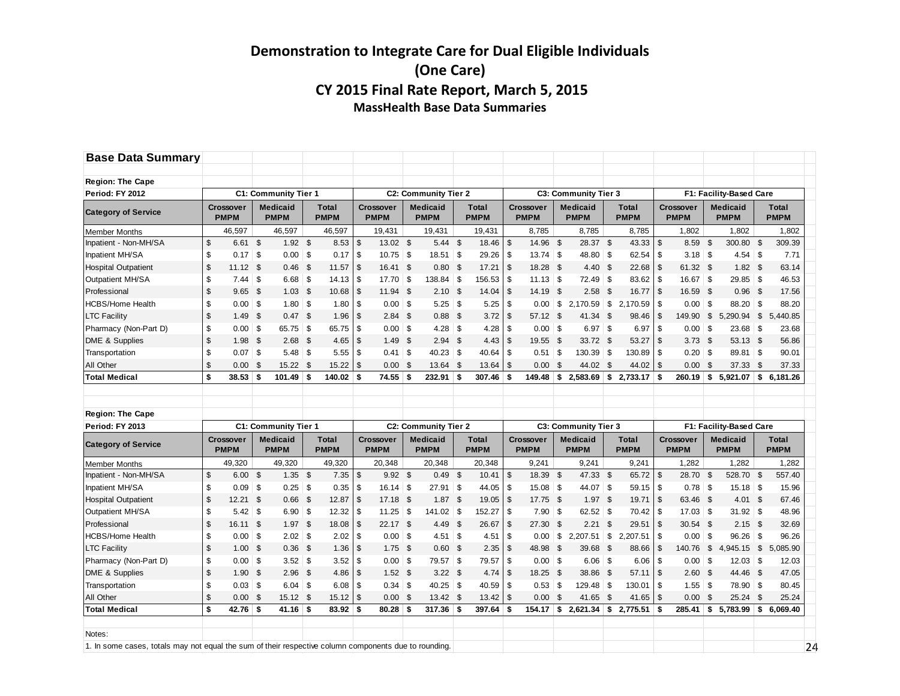# Demonstration to Integrate Care for Dual Eligible Individuals
# (One Care)
## CY 2015 Final Rate Report, March 5, 2015
### MassHealth Base Data Summaries

**Base Data Summary**

**Region: The Cape**

| **Period: FY 2012** | **C1: Community Tier 1** | | | **C2: Community Tier 2** | | | **C3: Community Tier 3** | | | **F1: Facility-Based Care** | | |
|---|---|---|---|---|---|---|---|---|---|---|---|---|
| **Category of Service** | **Crossover PMPM** | **Medicaid PMPM** | **Total PMPM** | **Crossover PMPM** | **Medicaid PMPM** | **Total PMPM** | **Crossover PMPM** | **Medicaid PMPM** | **Total PMPM** | **Crossover PMPM** | **Medicaid PMPM** | **Total PMPM** |
| Member Months | 46,597 | 46,597 | 46,597 | 19,431 | 19,431 | 19,431 | 8,785 | 8,785 | 8,785 | 1,802 | 1,802 | 1,802 |
| Inpatient - Non-MH/SA | $ 6.61 | $ 1.92 | $ 8.53 | $ 13.02 | $ 5.44 | $ 18.46 | $ 14.96 | $ 28.37 | $ 43.33 | $ 8.59 | $ 300.80 | $ 309.39 |
| Inpatient MH/SA | $ 0.17 | $ 0.00 | $ 0.17 | $ 10.75 | $ 18.51 | $ 29.26 | $ 13.74 | $ 48.80 | $ 62.54 | $ 3.18 | $ 4.54 | $ 7.71 |
| Hospital Outpatient | $ 11.12 | $ 0.46 | $ 11.57 | $ 16.41 | $ 0.80 | $ 17.21 | $ 18.28 | $ 4.40 | $ 22.68 | $ 61.32 | $ 1.82 | $ 63.14 |
| Outpatient MH/SA | $ 7.44 | $ 6.68 | $ 14.13 | $ 17.70 | $ 138.84 | $ 156.53 | $ 11.13 | $ 72.49 | $ 83.62 | $ 16.67 | $ 29.85 | $ 46.53 |
| Professional | $ 9.65 | $ 1.03 | $ 10.68 | $ 11.94 | $ 2.10 | $ 14.04 | $ 14.19 | $ 2.58 | $ 16.77 | $ 16.59 | $ 0.96 | $ 17.56 |
| HCBS/Home Health | $ 0.00 | $ 1.80 | $ 1.80 | $ 0.00 | $ 5.25 | $ 5.25 | $ 0.00 | $ 2,170.59 | $ 2,170.59 | $ 0.00 | $ 88.20 | $ 88.20 |
| LTC Facility | $ 1.49 | $ 0.47 | $ 1.96 | $ 2.84 | $ 0.88 | $ 3.72 | $ 57.12 | $ 41.34 | $ 98.46 | $ 149.90 | $ 5,290.94 | $ 5,440.85 |
| Pharmacy (Non-Part D) | $ 0.00 | $ 65.75 | $ 65.75 | $ 0.00 | $ 4.28 | $ 4.28 | $ 0.00 | $ 6.97 | $ 6.97 | $ 0.00 | $ 23.68 | $ 23.68 |
| DME & Supplies | $ 1.98 | $ 2.68 | $ 4.65 | $ 1.49 | $ 2.94 | $ 4.43 | $ 19.55 | $ 33.72 | $ 53.27 | $ 3.73 | $ 53.13 | $ 56.86 |
| Transportation | $ 0.07 | $ 5.48 | $ 5.55 | $ 0.41 | $ 40.23 | $ 40.64 | $ 0.51 | $ 130.39 | $ 130.89 | $ 0.20 | $ 89.81 | $ 90.01 |
| All Other | $ 0.00 | $ 15.22 | $ 15.22 | $ 0.00 | $ 13.64 | $ 13.64 | $ 0.00 | $ 44.02 | $ 44.02 | $ 0.00 | $ 37.33 | $ 37.33 |
| **Total Medical** | **$ 38.53** | **$ 101.49** | **$ 140.02** | **$ 74.55** | **$ 232.91** | **$ 307.46** | **$ 149.48** | **$ 2,583.69** | **$ 2,733.17** | **$ 260.19** | **$ 5,921.07** | **$ 6,181.26** |

**Region: The Cape**

| **Period: FY 2013** | **C1: Community Tier 1** | | | **C2: Community Tier 2** | | | **C3: Community Tier 3** | | | **F1: Facility-Based Care** | | |
|---|---|---|---|---|---|---|---|---|---|---|---|---|
| **Category of Service** | **Crossover PMPM** | **Medicaid PMPM** | **Total PMPM** | **Crossover PMPM** | **Medicaid PMPM** | **Total PMPM** | **Crossover PMPM** | **Medicaid PMPM** | **Total PMPM** | **Crossover PMPM** | **Medicaid PMPM** | **Total PMPM** |
| Member Months | 49,320 | 49,320 | 49,320 | 20,348 | 20,348 | 20,348 | 9,241 | 9,241 | 9,241 | 1,282 | 1,282 | 1,282 |
| Inpatient - Non-MH/SA | $ 6.00 | $ 1.35 | $ 7.35 | $ 9.92 | $ 0.49 | $ 10.41 | $ 18.39 | $ 47.33 | $ 65.72 | $ 28.70 | $ 528.70 | $ 557.40 |
| Inpatient MH/SA | $ 0.09 | $ 0.25 | $ 0.35 | $ 16.14 | $ 27.91 | $ 44.05 | $ 15.08 | $ 44.07 | $ 59.15 | $ 0.78 | $ 15.18 | $ 15.96 |
| Hospital Outpatient | $ 12.21 | $ 0.66 | $ 12.87 | $ 17.18 | $ 1.87 | $ 19.05 | $ 17.75 | $ 1.97 | $ 19.71 | $ 63.46 | $ 4.01 | $ 67.46 |
| Outpatient MH/SA | $ 5.42 | $ 6.90 | $ 12.32 | $ 11.25 | $ 141.02 | $ 152.27 | $ 7.90 | $ 62.52 | $ 70.42 | $ 17.03 | $ 31.92 | $ 48.96 |
| Professional | $ 16.11 | $ 1.97 | $ 18.08 | $ 22.17 | $ 4.49 | $ 26.67 | $ 27.30 | $ 2.21 | $ 29.51 | $ 30.54 | $ 2.15 | $ 32.69 |
| HCBS/Home Health | $ 0.00 | $ 2.02 | $ 2.02 | $ 0.00 | $ 4.51 | $ 4.51 | $ 0.00 | $ 2,207.51 | $ 2,207.51 | $ 0.00 | $ 96.26 | $ 96.26 |
| LTC Facility | $ 1.00 | $ 0.36 | $ 1.36 | $ 1.75 | $ 0.60 | $ 2.35 | $ 48.98 | $ 39.68 | $ 88.66 | $ 140.76 | $ 4,945.15 | $ 5,085.90 |
| Pharmacy (Non-Part D) | $ 0.00 | $ 3.52 | $ 3.52 | $ 0.00 | $ 79.57 | $ 79.57 | $ 0.00 | $ 6.06 | $ 6.06 | $ 0.00 | $ 12.03 | $ 12.03 |
| DME & Supplies | $ 1.90 | $ 2.96 | $ 4.86 | $ 1.52 | $ 3.22 | $ 4.74 | $ 18.25 | $ 38.86 | $ 57.11 | $ 2.60 | $ 44.46 | $ 47.05 |
| Transportation | $ 0.03 | $ 6.04 | $ 6.08 | $ 0.34 | $ 40.25 | $ 40.59 | $ 0.53 | $ 129.48 | $ 130.01 | $ 1.55 | $ 78.90 | $ 80.45 |
| All Other | $ 0.00 | $ 15.12 | $ 15.12 | $ 0.00 | $ 13.42 | $ 13.42 | $ 0.00 | $ 41.65 | $ 41.65 | $ 0.00 | $ 25.24 | $ 25.24 |
| **Total Medical** | **$ 42.76** | **$ 41.16** | **$ 83.92** | **$ 80.28** | **$ 317.36** | **$ 397.64** | **$ 154.17** | **$ 2,621.34** | **$ 2,775.51** | **$ 285.41** | **$ 5,783.99** | **$ 6,069.40** |

Notes:

1. In some cases, totals may not equal the sum of their respective column components due to rounding.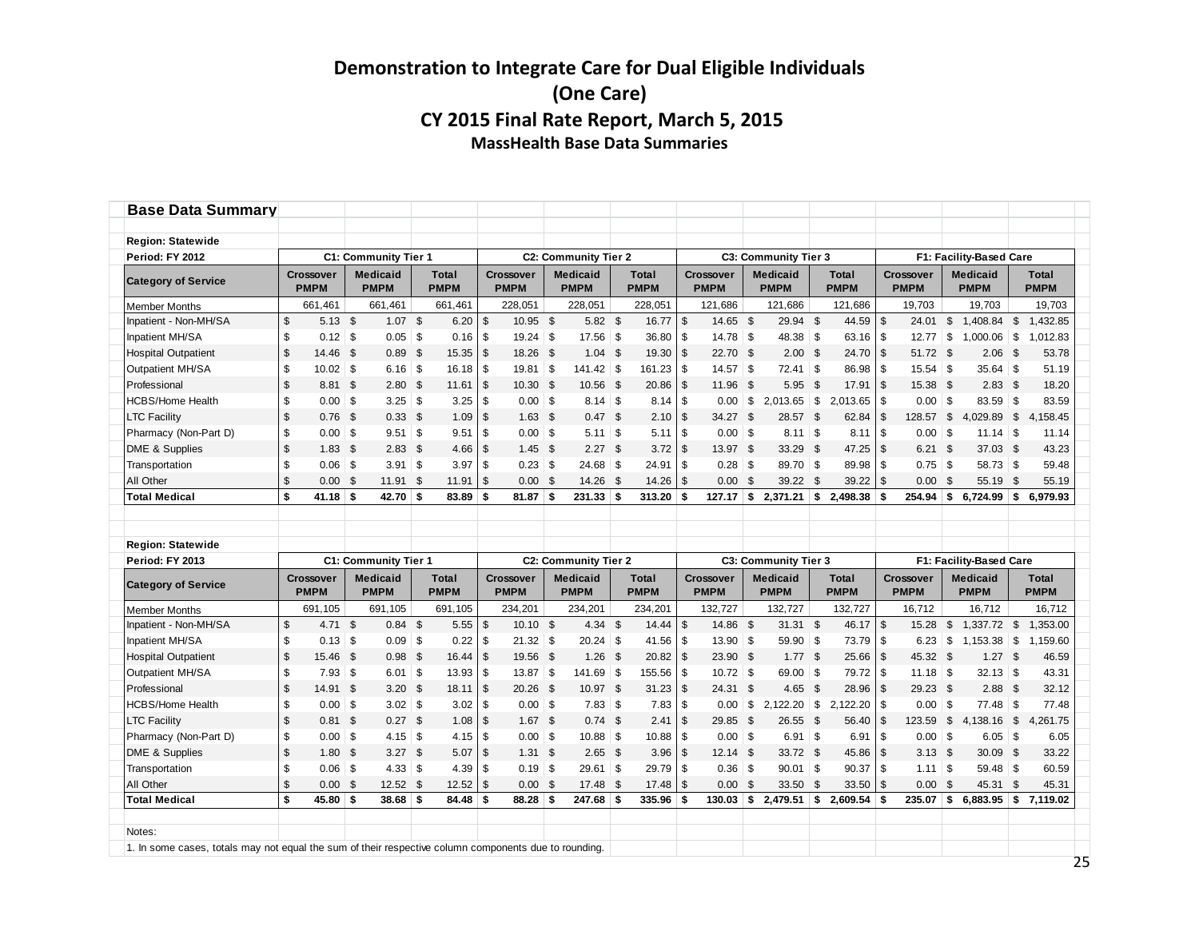# Demonstration to Integrate Care for Dual Eligible Individuals
# (One Care)
## CY 2015 Final Rate Report, March 5, 2015
### MassHealth Base Data Summaries

**Base Data Summary**

**Region: Statewide**

| Period: FY 2012 | C1: Community Tier 1 | | | C2: Community Tier 2 | | | C3: Community Tier 3 | | | F1: Facility-Based Care | | |
|---|---|---|---|---|---|---|---|---|---|---|---|---|
| **Category of Service** | **Crossover PMPM** | **Medicaid PMPM** | **Total PMPM** | **Crossover PMPM** | **Medicaid PMPM** | **Total PMPM** | **Crossover PMPM** | **Medicaid PMPM** | **Total PMPM** | **Crossover PMPM** | **Medicaid PMPM** | **Total PMPM** |
| Member Months | 661,461 | 661,461 | 661,461 | 228,051 | 228,051 | 228,051 | 121,686 | 121,686 | 121,686 | 19,703 | 19,703 | 19,703 |
| Inpatient - Non-MH/SA | $ 5.13 | $ 1.07 | $ 6.20 | $ 10.95 | $ 5.82 | $ 16.77 | $ 14.65 | $ 29.94 | $ 44.59 | $ 24.01 | $ 1,408.84 | $ 1,432.85 |
| Inpatient MH/SA | $ 0.12 | $ 0.05 | $ 0.16 | $ 19.24 | $ 17.56 | $ 36.80 | $ 14.78 | $ 48.38 | $ 63.16 | $ 12.77 | $ 1,000.06 | $ 1,012.83 |
| Hospital Outpatient | $ 14.46 | $ 0.89 | $ 15.35 | $ 18.26 | $ 1.04 | $ 19.30 | $ 22.70 | $ 2.00 | $ 24.70 | $ 51.72 | $ 2.06 | $ 53.78 |
| Outpatient MH/SA | $ 10.02 | $ 6.16 | $ 16.18 | $ 19.81 | $ 141.42 | $ 161.23 | $ 14.57 | $ 72.41 | $ 86.98 | $ 15.54 | $ 35.64 | $ 51.19 |
| Professional | $ 8.81 | $ 2.80 | $ 11.61 | $ 10.30 | $ 10.56 | $ 20.86 | $ 11.96 | $ 5.95 | $ 17.91 | $ 15.38 | $ 2.83 | $ 18.20 |
| HCBS/Home Health | $ 0.00 | $ 3.25 | $ 3.25 | $ 0.00 | $ 8.14 | $ 8.14 | $ 0.00 | $ 2,013.65 | $ 2,013.65 | $ 0.00 | $ 83.59 | $ 83.59 |
| LTC Facility | $ 0.76 | $ 0.33 | $ 1.09 | $ 1.63 | $ 0.47 | $ 2.10 | $ 34.27 | $ 28.57 | $ 62.84 | $ 128.57 | $ 4,029.89 | $ 4,158.45 |
| Pharmacy (Non-Part D) | $ 0.00 | $ 9.51 | $ 9.51 | $ 0.00 | $ 5.11 | $ 5.11 | $ 0.00 | $ 8.11 | $ 8.11 | $ 0.00 | $ 11.14 | $ 11.14 |
| DME & Supplies | $ 1.83 | $ 2.83 | $ 4.66 | $ 1.45 | $ 2.27 | $ 3.72 | $ 13.97 | $ 33.29 | $ 47.25 | $ 6.21 | $ 37.03 | $ 43.23 |
| Transportation | $ 0.06 | $ 3.91 | $ 3.97 | $ 0.23 | $ 24.68 | $ 24.91 | $ 0.28 | $ 89.70 | $ 89.98 | $ 0.75 | $ 58.73 | $ 59.48 |
| All Other | $ 0.00 | $ 11.91 | $ 11.91 | $ 0.00 | $ 14.26 | $ 14.26 | $ 0.00 | $ 39.22 | $ 39.22 | $ 0.00 | $ 55.19 | $ 55.19 |
| **Total Medical** | **$ 41.18** | **$ 42.70** | **$ 83.89** | **$ 81.87** | **$ 231.33** | **$ 313.20** | **$ 127.17** | **$ 2,371.21** | **$ 2,498.38** | **$ 254.94** | **$ 6,724.99** | **$ 6,979.93** |

**Region: Statewide**

| Period: FY 2013 | C1: Community Tier 1 | | | C2: Community Tier 2 | | | C3: Community Tier 3 | | | F1: Facility-Based Care | | |
|---|---|---|---|---|---|---|---|---|---|---|---|---|
| **Category of Service** | **Crossover PMPM** | **Medicaid PMPM** | **Total PMPM** | **Crossover PMPM** | **Medicaid PMPM** | **Total PMPM** | **Crossover PMPM** | **Medicaid PMPM** | **Total PMPM** | **Crossover PMPM** | **Medicaid PMPM** | **Total PMPM** |
| Member Months | 691,105 | 691,105 | 691,105 | 234,201 | 234,201 | 234,201 | 132,727 | 132,727 | 132,727 | 16,712 | 16,712 | 16,712 |
| Inpatient - Non-MH/SA | $ 4.71 | $ 0.84 | $ 5.55 | $ 10.10 | $ 4.34 | $ 14.44 | $ 14.86 | $ 31.31 | $ 46.17 | $ 15.28 | $ 1,337.72 | $ 1,353.00 |
| Inpatient MH/SA | $ 0.13 | $ 0.09 | $ 0.22 | $ 21.32 | $ 20.24 | $ 41.56 | $ 13.90 | $ 59.90 | $ 73.79 | $ 6.23 | $ 1,153.38 | $ 1,159.60 |
| Hospital Outpatient | $ 15.46 | $ 0.98 | $ 16.44 | $ 19.56 | $ 1.26 | $ 20.82 | $ 23.90 | $ 1.77 | $ 25.66 | $ 45.32 | $ 1.27 | $ 46.59 |
| Outpatient MH/SA | $ 7.93 | $ 6.01 | $ 13.93 | $ 13.87 | $ 141.69 | $ 155.56 | $ 10.72 | $ 69.00 | $ 79.72 | $ 11.18 | $ 32.13 | $ 43.31 |
| Professional | $ 14.91 | $ 3.20 | $ 18.11 | $ 20.26 | $ 10.97 | $ 31.23 | $ 24.31 | $ 4.65 | $ 28.96 | $ 29.23 | $ 2.88 | $ 32.12 |
| HCBS/Home Health | $ 0.00 | $ 3.02 | $ 3.02 | $ 0.00 | $ 7.83 | $ 7.83 | $ 0.00 | $ 2,122.20 | $ 2,122.20 | $ 0.00 | $ 77.48 | $ 77.48 |
| LTC Facility | $ 0.81 | $ 0.27 | $ 1.08 | $ 1.67 | $ 0.74 | $ 2.41 | $ 29.85 | $ 26.55 | $ 56.40 | $ 123.59 | $ 4,138.16 | $ 4,261.75 |
| Pharmacy (Non-Part D) | $ 0.00 | $ 4.15 | $ 4.15 | $ 0.00 | $ 10.88 | $ 10.88 | $ 0.00 | $ 6.91 | $ 6.91 | $ 0.00 | $ 6.05 | $ 6.05 |
| DME & Supplies | $ 1.80 | $ 3.27 | $ 5.07 | $ 1.31 | $ 2.65 | $ 3.96 | $ 12.14 | $ 33.72 | $ 45.86 | $ 3.13 | $ 30.09 | $ 33.22 |
| Transportation | $ 0.06 | $ 4.33 | $ 4.39 | $ 0.19 | $ 29.61 | $ 29.79 | $ 0.36 | $ 90.01 | $ 90.37 | $ 1.11 | $ 59.48 | $ 60.59 |
| All Other | $ 0.00 | $ 12.52 | $ 12.52 | $ 0.00 | $ 17.48 | $ 17.48 | $ 0.00 | $ 33.50 | $ 33.50 | $ 0.00 | $ 45.31 | $ 45.31 |
| **Total Medical** | **$ 45.80** | **$ 38.68** | **$ 84.48** | **$ 88.28** | **$ 247.68** | **$ 335.96** | **$ 130.03** | **$ 2,479.51** | **$ 2,609.54** | **$ 235.07** | **$ 6,883.95** | **$ 7,119.02** |

Notes:

1. In some cases, totals may not equal the sum of their respective column components due to rounding.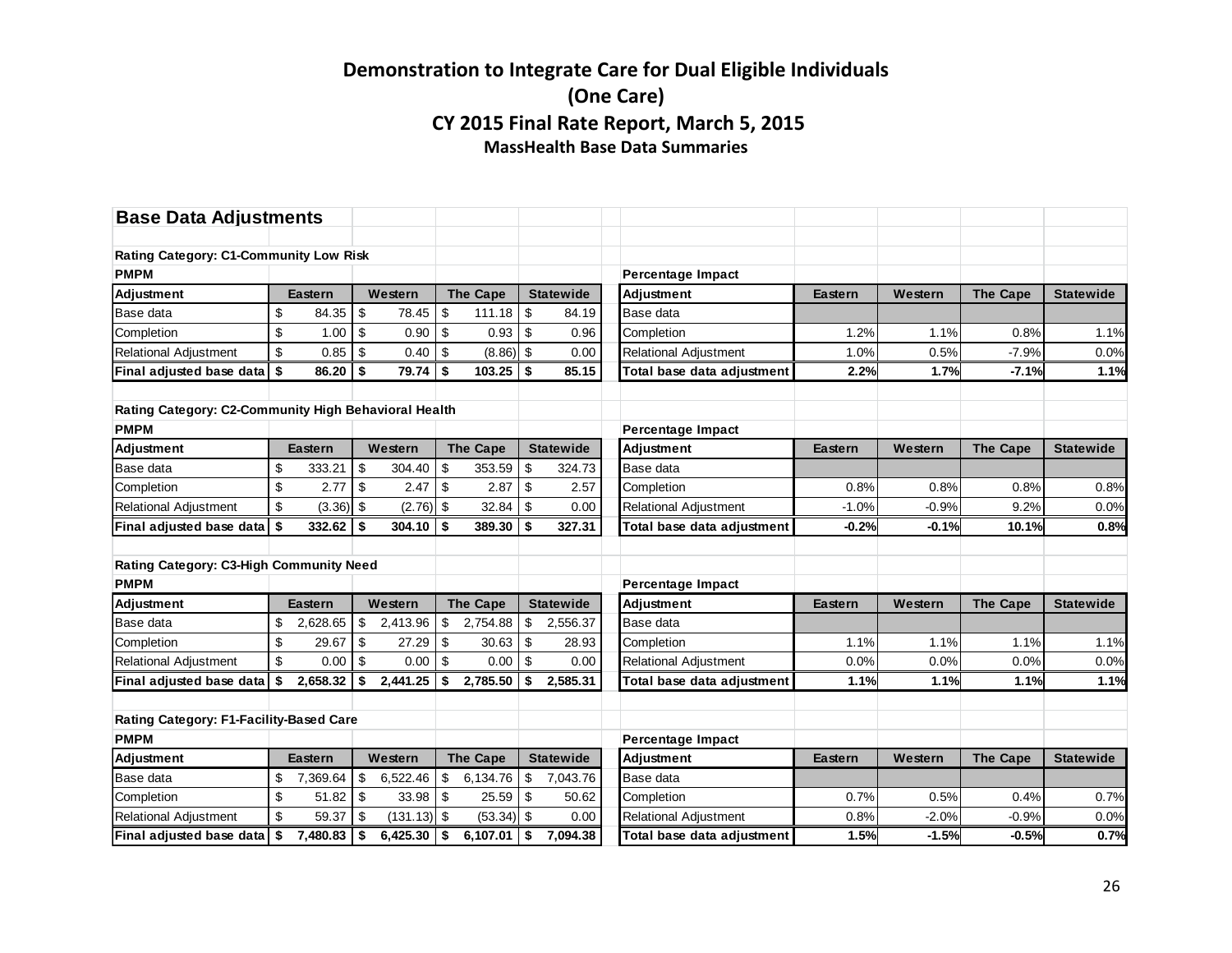# Demonstration to Integrate Care for Dual Eligible Individuals
# (One Care)
## CY 2015 Final Rate Report, March 5, 2015
### MassHealth Base Data Summaries

## Base Data Adjustments

**Rating Category: C1-Community Low Risk**

**PMPM**

| Adjustment | Eastern | Western | The Cape | Statewide |
|---|---|---|---|---|
| Base data | $ 84.35 | $ 78.45 | $ 111.18 | $ 84.19 |
| Completion | $ 1.00 | $ 0.90 | $ 0.93 | $ 0.96 |
| Relational Adjustment | $ 0.85 | $ 0.40 | $ (8.86) | $ 0.00 |
| **Final adjusted base data** | **$ 86.20** | **$ 79.74** | **$ 103.25** | **$ 85.15** |

**Percentage Impact**

| Adjustment | Eastern | Western | The Cape | Statewide |
|---|---|---|---|---|
| Base data | | | | |
| Completion | 1.2% | 1.1% | 0.8% | 1.1% |
| Relational Adjustment | 1.0% | 0.5% | -7.9% | 0.0% |
| **Total base data adjustment** | **2.2%** | **1.7%** | **-7.1%** | **1.1%** |

**Rating Category: C2-Community High Behavioral Health**

**PMPM**

| Adjustment | Eastern | Western | The Cape | Statewide |
|---|---|---|---|---|
| Base data | $ 333.21 | $ 304.40 | $ 353.59 | $ 324.73 |
| Completion | $ 2.77 | $ 2.47 | $ 2.87 | $ 2.57 |
| Relational Adjustment | $ (3.36) | $ (2.76) | $ 32.84 | $ 0.00 |
| **Final adjusted base data** | **$ 332.62** | **$ 304.10** | **$ 389.30** | **$ 327.31** |

**Percentage Impact**

| Adjustment | Eastern | Western | The Cape | Statewide |
|---|---|---|---|---|
| Base data | | | | |
| Completion | 0.8% | 0.8% | 0.8% | 0.8% |
| Relational Adjustment | -1.0% | -0.9% | 9.2% | 0.0% |
| **Total base data adjustment** | **-0.2%** | **-0.1%** | **10.1%** | **0.8%** |

**Rating Category: C3-High Community Need**

**PMPM**

| Adjustment | Eastern | Western | The Cape | Statewide |
|---|---|---|---|---|
| Base data | $ 2,628.65 | $ 2,413.96 | $ 2,754.88 | $ 2,556.37 |
| Completion | $ 29.67 | $ 27.29 | $ 30.63 | $ 28.93 |
| Relational Adjustment | $ 0.00 | $ 0.00 | $ 0.00 | $ 0.00 |
| **Final adjusted base data** | **$ 2,658.32** | **$ 2,441.25** | **$ 2,785.50** | **$ 2,585.31** |

**Percentage Impact**

| Adjustment | Eastern | Western | The Cape | Statewide |
|---|---|---|---|---|
| Base data | | | | |
| Completion | 1.1% | 1.1% | 1.1% | 1.1% |
| Relational Adjustment | 0.0% | 0.0% | 0.0% | 0.0% |
| **Total base data adjustment** | **1.1%** | **1.1%** | **1.1%** | **1.1%** |

**Rating Category: F1-Facility-Based Care**

**PMPM**

| Adjustment | Eastern | Western | The Cape | Statewide |
|---|---|---|---|---|
| Base data | $ 7,369.64 | $ 6,522.46 | $ 6,134.76 | $ 7,043.76 |
| Completion | $ 51.82 | $ 33.98 | $ 25.59 | $ 50.62 |
| Relational Adjustment | $ 59.37 | $ (131.13) | $ (53.34) | $ 0.00 |
| **Final adjusted base data** | **$ 7,480.83** | **$ 6,425.30** | **$ 6,107.01** | **$ 7,094.38** |

**Percentage Impact**

| Adjustment | Eastern | Western | The Cape | Statewide |
|---|---|---|---|---|
| Base data | | | | |
| Completion | 0.7% | 0.5% | 0.4% | 0.7% |
| Relational Adjustment | 0.8% | -2.0% | -0.9% | 0.0% |
| **Total base data adjustment** | **1.5%** | **-1.5%** | **-0.5%** | **0.7%** |